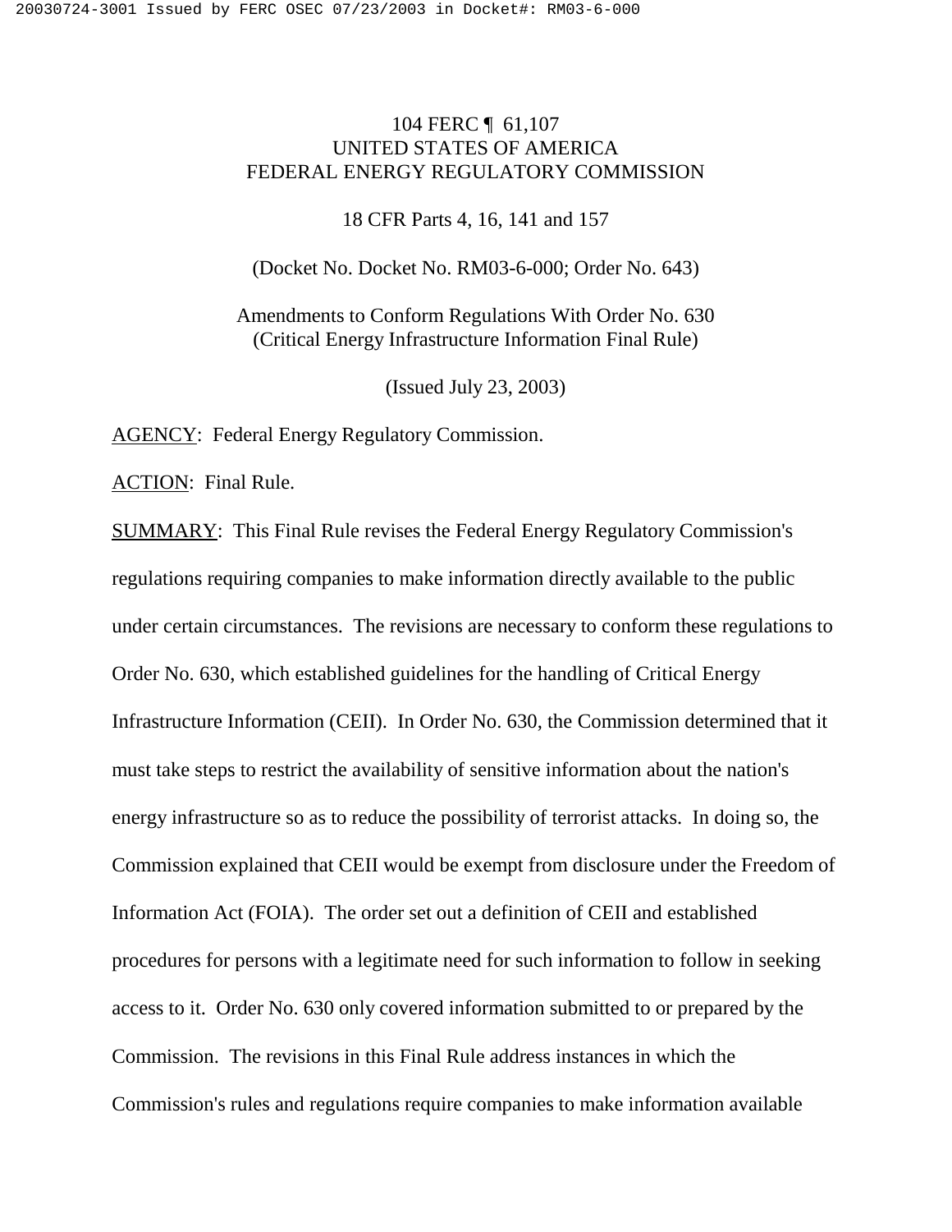104 FERC ¶ 61,107
UNITED STATES OF AMERICA
FEDERAL ENERGY REGULATORY COMMISSION

18 CFR Parts 4, 16, 141 and 157

(Docket No. Docket No. RM03-6-000; Order No. 643)

Amendments to Conform Regulations With Order No. 630
(Critical Energy Infrastructure Information Final Rule)

(Issued July 23, 2003)

AGENCY: Federal Energy Regulatory Commission.

ACTION: Final Rule.

SUMMARY: This Final Rule revises the Federal Energy Regulatory Commission's regulations requiring companies to make information directly available to the public under certain circumstances. The revisions are necessary to conform these regulations to Order No. 630, which established guidelines for the handling of Critical Energy Infrastructure Information (CEII). In Order No. 630, the Commission determined that it must take steps to restrict the availability of sensitive information about the nation's energy infrastructure so as to reduce the possibility of terrorist attacks. In doing so, the Commission explained that CEII would be exempt from disclosure under the Freedom of Information Act (FOIA). The order set out a definition of CEII and established procedures for persons with a legitimate need for such information to follow in seeking access to it. Order No. 630 only covered information submitted to or prepared by the Commission. The revisions in this Final Rule address instances in which the Commission's rules and regulations require companies to make information available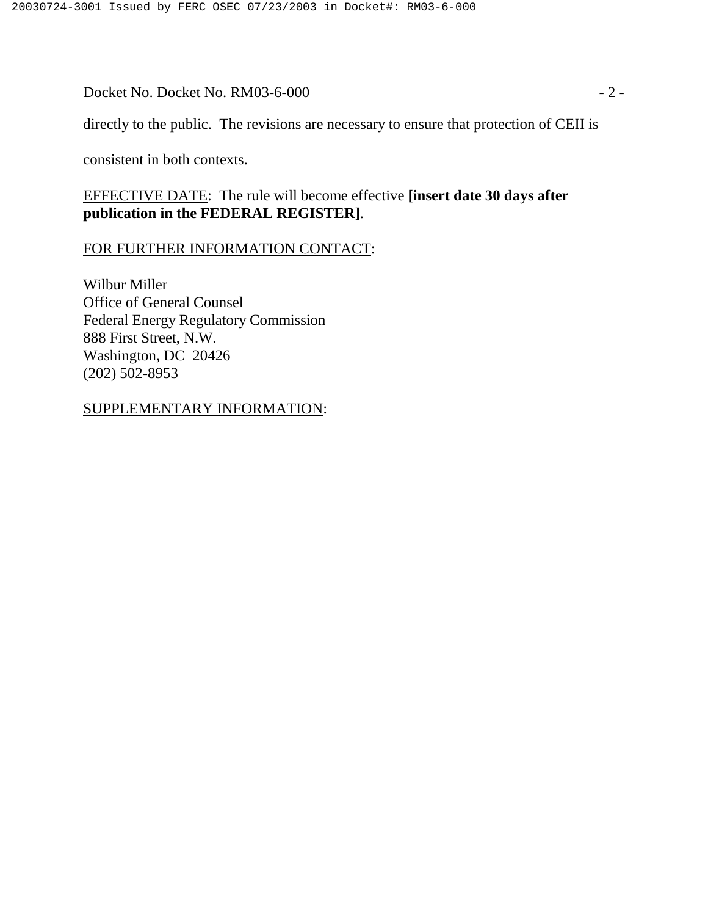directly to the public. The revisions are necessary to ensure that protection of CEII is consistent in both contexts.

EFFECTIVE DATE: The rule will become effective **[insert date 30 days after publication in the FEDERAL REGISTER]**.

FOR FURTHER INFORMATION CONTACT:

Wilbur Miller
Office of General Counsel
Federal Energy Regulatory Commission
888 First Street, N.W.
Washington, DC 20426
(202) 502-8953

SUPPLEMENTARY INFORMATION: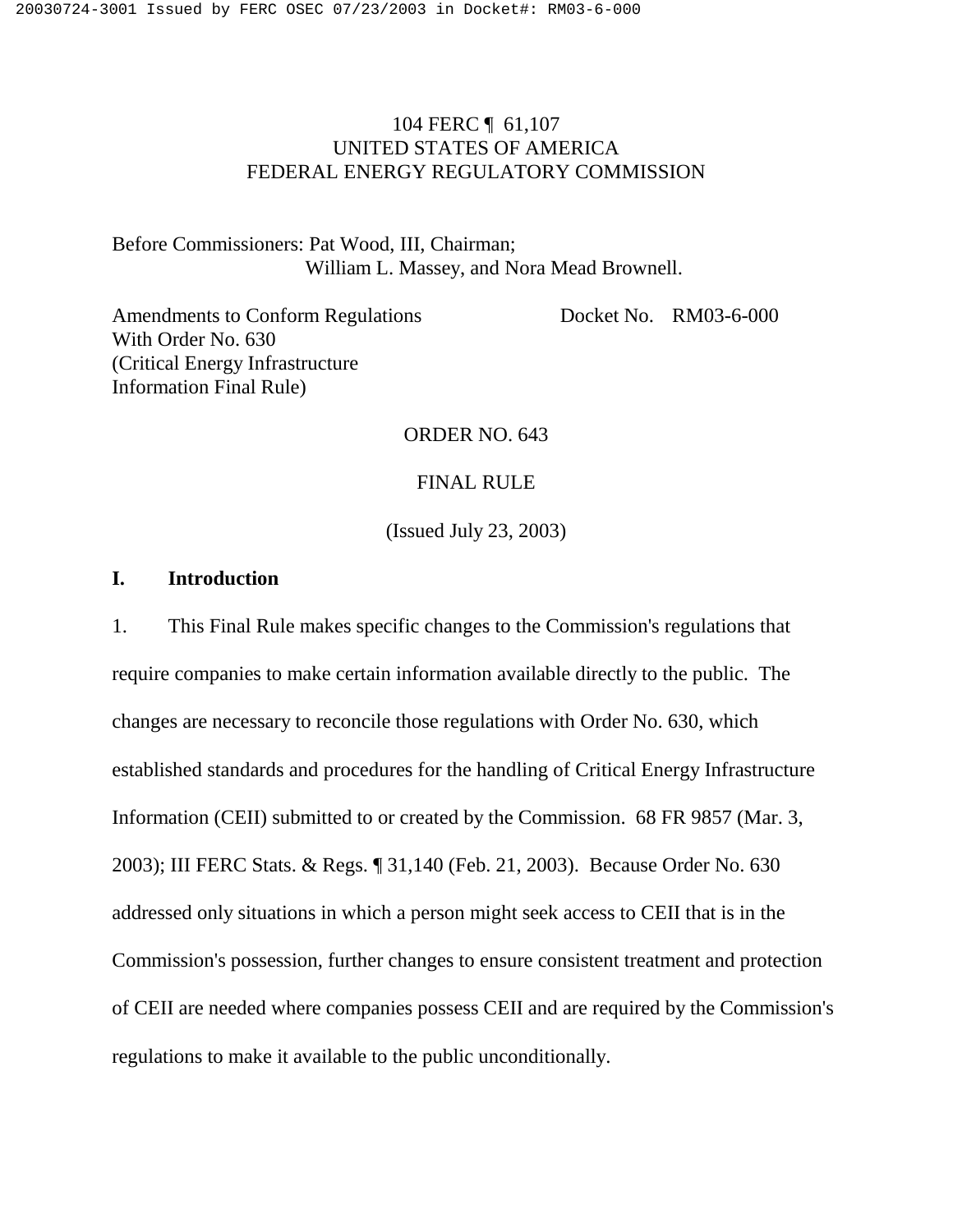104 FERC ¶ 61,107
UNITED STATES OF AMERICA
FEDERAL ENERGY REGULATORY COMMISSION

Before Commissioners: Pat Wood, III, Chairman;
William L. Massey, and Nora Mead Brownell.

Amendments to Conform Regulations With Order No. 630 (Critical Energy Infrastructure Information Final Rule) — Docket No. RM03-6-000

ORDER NO. 643

FINAL RULE

(Issued July 23, 2003)

## I. Introduction

1. This Final Rule makes specific changes to the Commission's regulations that require companies to make certain information available directly to the public. The changes are necessary to reconcile those regulations with Order No. 630, which established standards and procedures for the handling of Critical Energy Infrastructure Information (CEII) submitted to or created by the Commission. 68 FR 9857 (Mar. 3, 2003); III FERC Stats. & Regs. ¶ 31,140 (Feb. 21, 2003). Because Order No. 630 addressed only situations in which a person might seek access to CEII that is in the Commission's possession, further changes to ensure consistent treatment and protection of CEII are needed where companies possess CEII and are required by the Commission's regulations to make it available to the public unconditionally.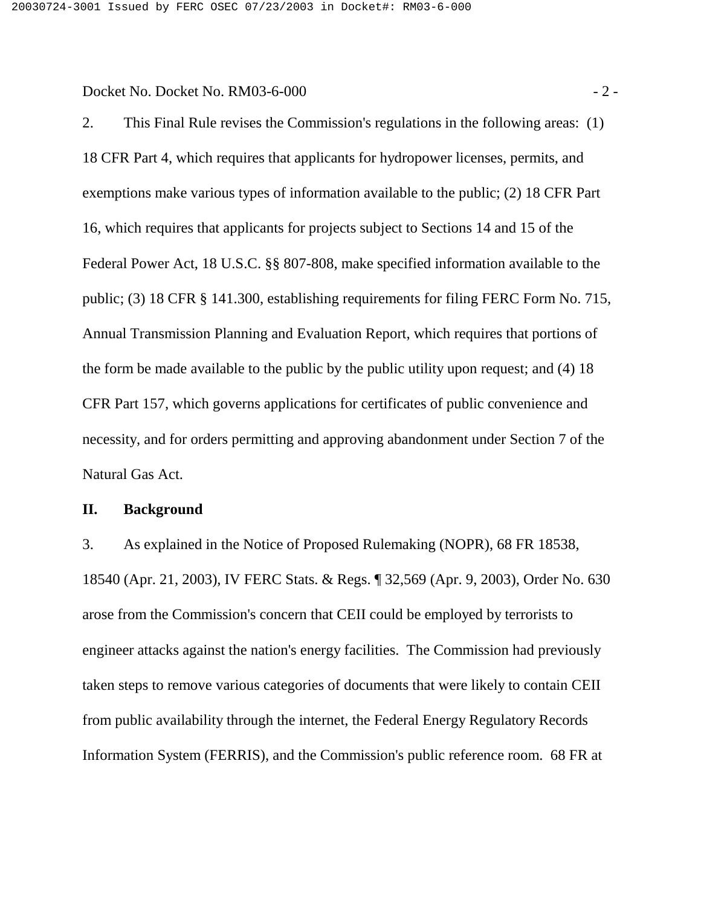2. This Final Rule revises the Commission's regulations in the following areas: (1) 18 CFR Part 4, which requires that applicants for hydropower licenses, permits, and exemptions make various types of information available to the public; (2) 18 CFR Part 16, which requires that applicants for projects subject to Sections 14 and 15 of the Federal Power Act, 18 U.S.C. §§ 807-808, make specified information available to the public; (3) 18 CFR § 141.300, establishing requirements for filing FERC Form No. 715, Annual Transmission Planning and Evaluation Report, which requires that portions of the form be made available to the public by the public utility upon request; and (4) 18 CFR Part 157, which governs applications for certificates of public convenience and necessity, and for orders permitting and approving abandonment under Section 7 of the Natural Gas Act.

## II. Background

3. As explained in the Notice of Proposed Rulemaking (NOPR), 68 FR 18538, 18540 (Apr. 21, 2003), IV FERC Stats. & Regs. ¶ 32,569 (Apr. 9, 2003), Order No. 630 arose from the Commission's concern that CEII could be employed by terrorists to engineer attacks against the nation's energy facilities. The Commission had previously taken steps to remove various categories of documents that were likely to contain CEII from public availability through the internet, the Federal Energy Regulatory Records Information System (FERRIS), and the Commission's public reference room. 68 FR at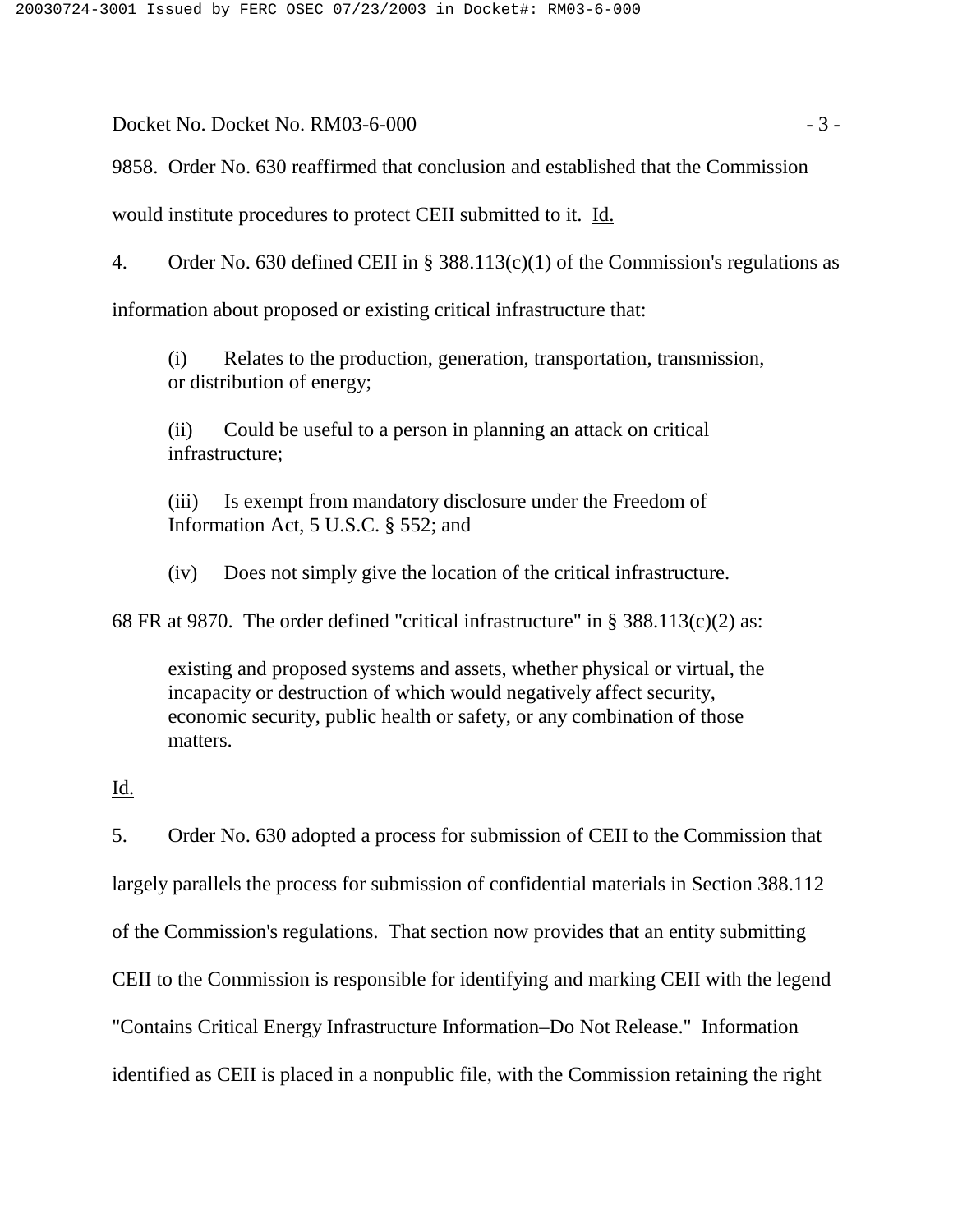9858. Order No. 630 reaffirmed that conclusion and established that the Commission would institute procedures to protect CEII submitted to it. Id.

4. Order No. 630 defined CEII in § 388.113(c)(1) of the Commission's regulations as information about proposed or existing critical infrastructure that:

> (i) Relates to the production, generation, transportation, transmission, or distribution of energy;
>
> (ii) Could be useful to a person in planning an attack on critical infrastructure;
>
> (iii) Is exempt from mandatory disclosure under the Freedom of Information Act, 5 U.S.C. § 552; and
>
> (iv) Does not simply give the location of the critical infrastructure.

68 FR at 9870. The order defined "critical infrastructure" in § 388.113(c)(2) as:

> existing and proposed systems and assets, whether physical or virtual, the incapacity or destruction of which would negatively affect security, economic security, public health or safety, or any combination of those matters.

Id.

5. Order No. 630 adopted a process for submission of CEII to the Commission that largely parallels the process for submission of confidential materials in Section 388.112 of the Commission's regulations. That section now provides that an entity submitting CEII to the Commission is responsible for identifying and marking CEII with the legend "Contains Critical Energy Infrastructure Information–Do Not Release." Information identified as CEII is placed in a nonpublic file, with the Commission retaining the right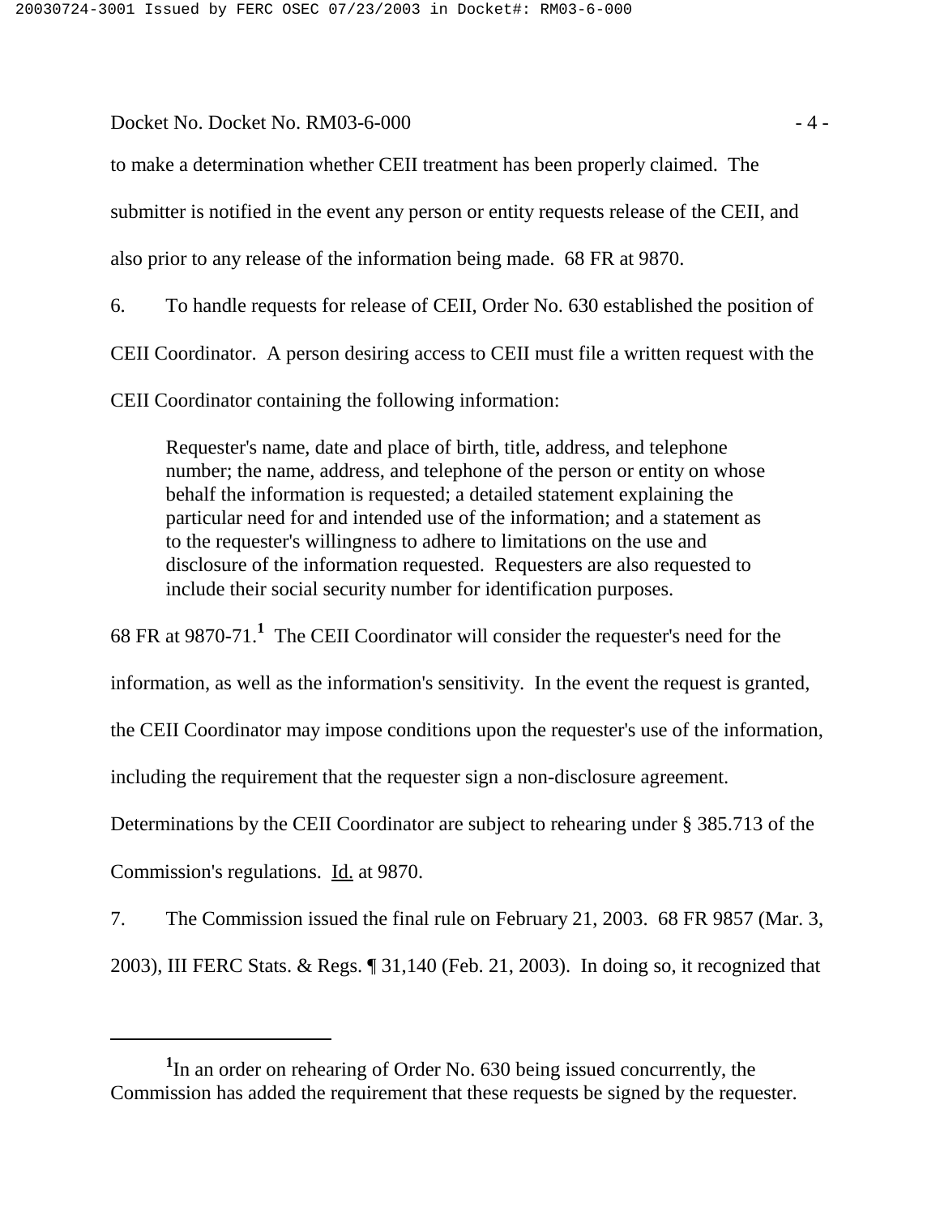to make a determination whether CEII treatment has been properly claimed. The submitter is notified in the event any person or entity requests release of the CEII, and also prior to any release of the information being made. 68 FR at 9870.

6. To handle requests for release of CEII, Order No. 630 established the position of CEII Coordinator. A person desiring access to CEII must file a written request with the CEII Coordinator containing the following information:

> Requester's name, date and place of birth, title, address, and telephone number; the name, address, and telephone of the person or entity on whose behalf the information is requested; a detailed statement explaining the particular need for and intended use of the information; and a statement as to the requester's willingness to adhere to limitations on the use and disclosure of the information requested. Requesters are also requested to include their social security number for identification purposes.

68 FR at 9870-71.[1] The CEII Coordinator will consider the requester's need for the information, as well as the information's sensitivity. In the event the request is granted, the CEII Coordinator may impose conditions upon the requester's use of the information, including the requirement that the requester sign a non-disclosure agreement. Determinations by the CEII Coordinator are subject to rehearing under § 385.713 of the Commission's regulations. Id. at 9870.

7. The Commission issued the final rule on February 21, 2003. 68 FR 9857 (Mar. 3, 2003), III FERC Stats. & Regs. ¶ 31,140 (Feb. 21, 2003). In doing so, it recognized that

---

[1] In an order on rehearing of Order No. 630 being issued concurrently, the Commission has added the requirement that these requests be signed by the requester.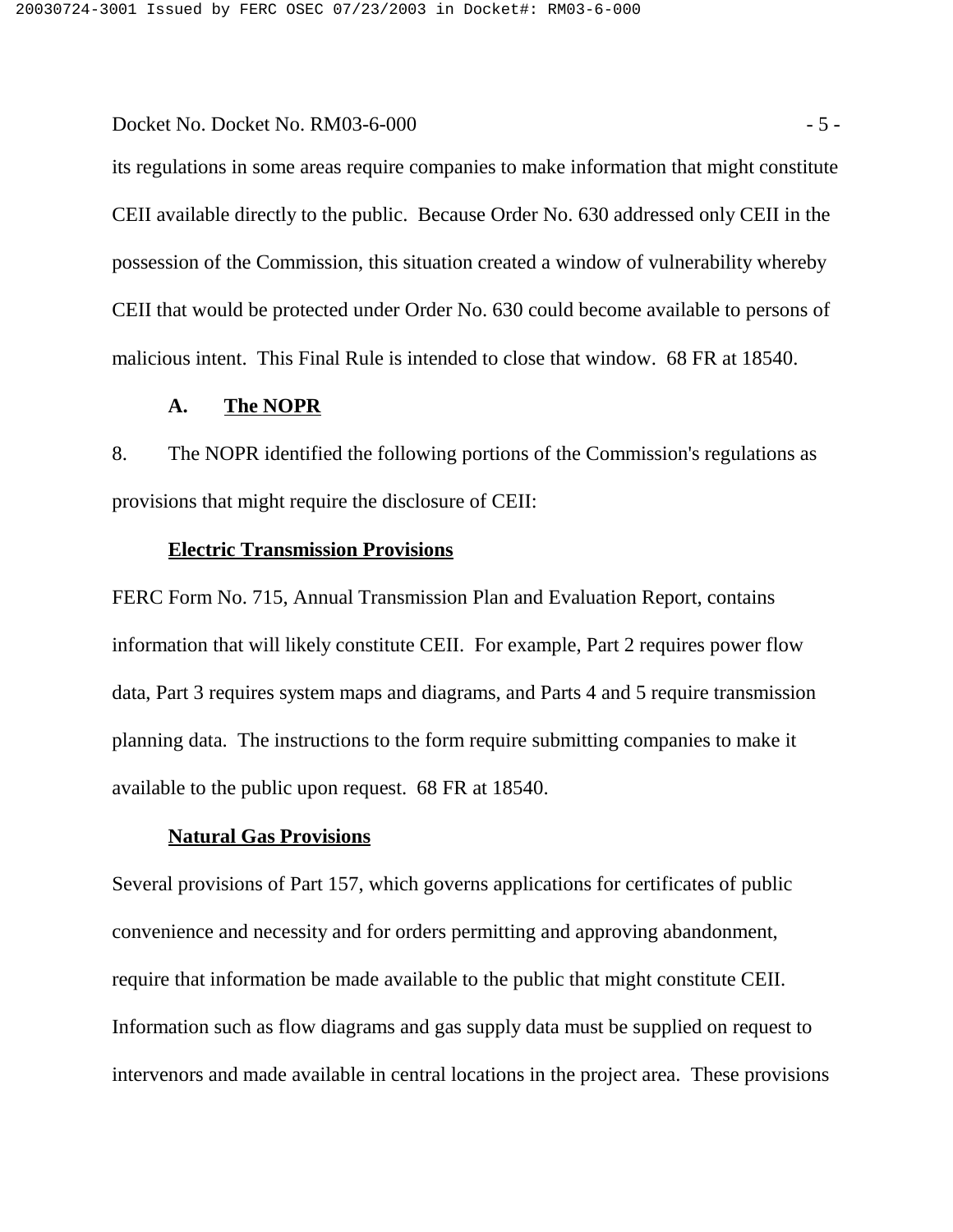its regulations in some areas require companies to make information that might constitute CEII available directly to the public. Because Order No. 630 addressed only CEII in the possession of the Commission, this situation created a window of vulnerability whereby CEII that would be protected under Order No. 630 could become available to persons of malicious intent. This Final Rule is intended to close that window. 68 FR at 18540.

## A. The NOPR

8. The NOPR identified the following portions of the Commission's regulations as provisions that might require the disclosure of CEII:

**Electric Transmission Provisions**

FERC Form No. 715, Annual Transmission Plan and Evaluation Report, contains information that will likely constitute CEII. For example, Part 2 requires power flow data, Part 3 requires system maps and diagrams, and Parts 4 and 5 require transmission planning data. The instructions to the form require submitting companies to make it available to the public upon request. 68 FR at 18540.

**Natural Gas Provisions**

Several provisions of Part 157, which governs applications for certificates of public convenience and necessity and for orders permitting and approving abandonment, require that information be made available to the public that might constitute CEII. Information such as flow diagrams and gas supply data must be supplied on request to intervenors and made available in central locations in the project area. These provisions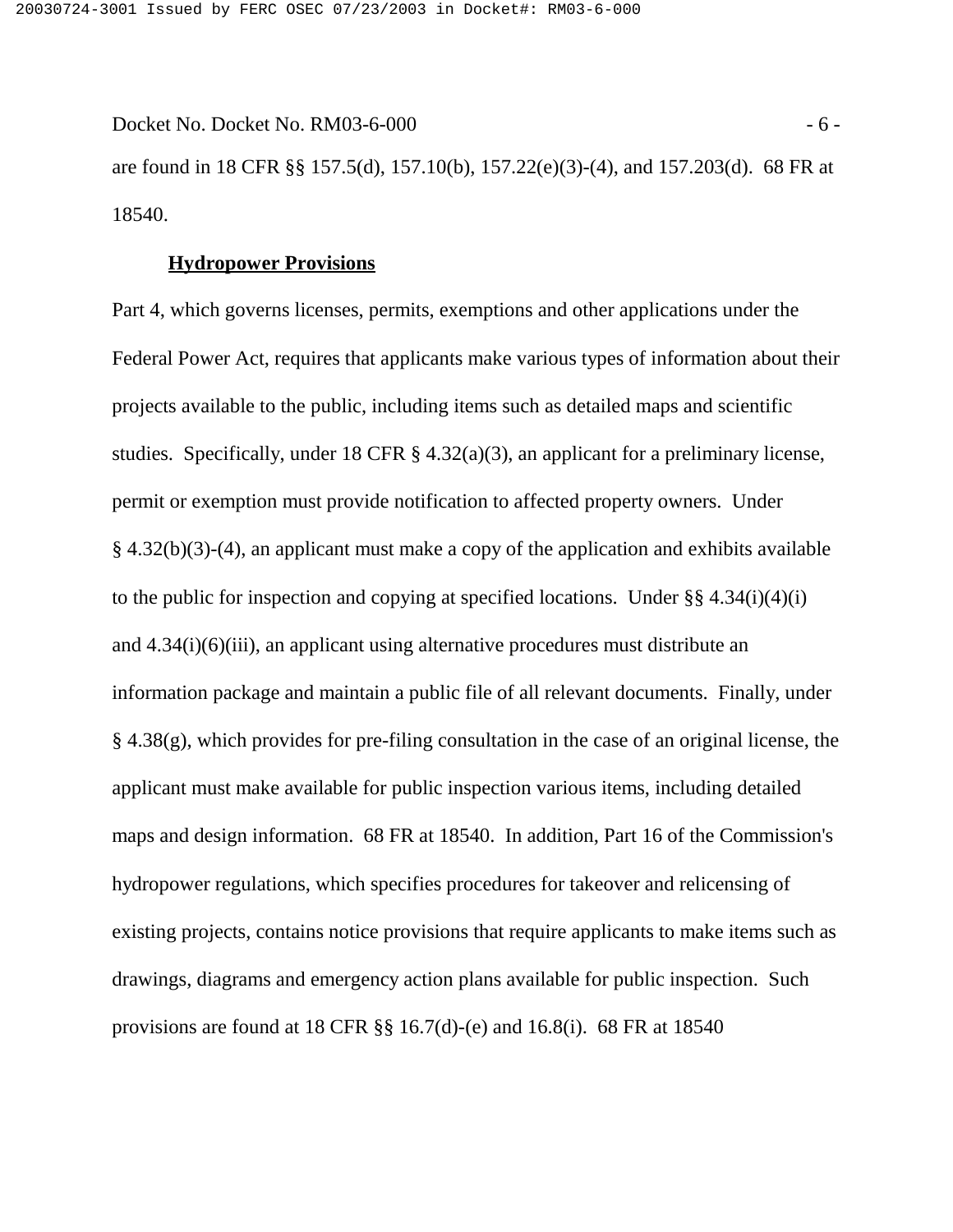are found in 18 CFR §§ 157.5(d), 157.10(b), 157.22(e)(3)-(4), and 157.203(d). 68 FR at 18540.

**Hydropower Provisions**

Part 4, which governs licenses, permits, exemptions and other applications under the Federal Power Act, requires that applicants make various types of information about their projects available to the public, including items such as detailed maps and scientific studies. Specifically, under 18 CFR § 4.32(a)(3), an applicant for a preliminary license, permit or exemption must provide notification to affected property owners. Under § 4.32(b)(3)-(4), an applicant must make a copy of the application and exhibits available to the public for inspection and copying at specified locations. Under §§ 4.34(i)(4)(i) and 4.34(i)(6)(iii), an applicant using alternative procedures must distribute an information package and maintain a public file of all relevant documents. Finally, under § 4.38(g), which provides for pre-filing consultation in the case of an original license, the applicant must make available for public inspection various items, including detailed maps and design information. 68 FR at 18540. In addition, Part 16 of the Commission's hydropower regulations, which specifies procedures for takeover and relicensing of existing projects, contains notice provisions that require applicants to make items such as drawings, diagrams and emergency action plans available for public inspection. Such provisions are found at 18 CFR §§ 16.7(d)-(e) and 16.8(i). 68 FR at 18540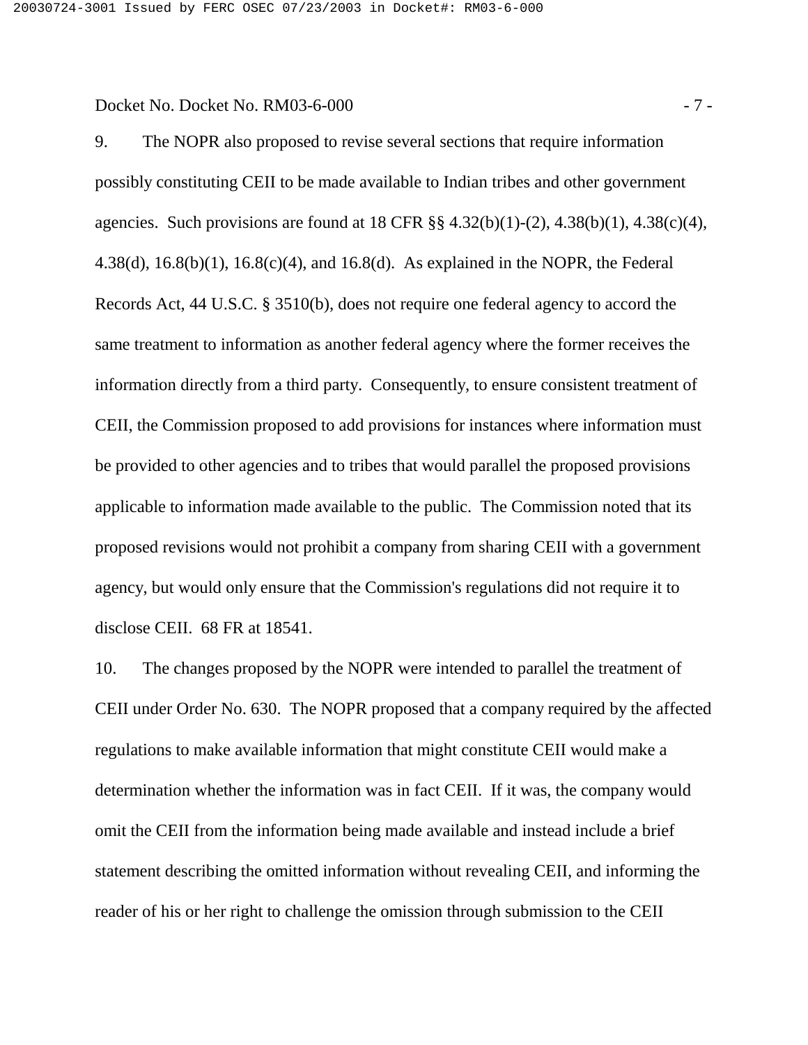9. The NOPR also proposed to revise several sections that require information possibly constituting CEII to be made available to Indian tribes and other government agencies. Such provisions are found at 18 CFR §§ 4.32(b)(1)-(2), 4.38(b)(1), 4.38(c)(4), 4.38(d), 16.8(b)(1), 16.8(c)(4), and 16.8(d). As explained in the NOPR, the Federal Records Act, 44 U.S.C. § 3510(b), does not require one federal agency to accord the same treatment to information as another federal agency where the former receives the information directly from a third party. Consequently, to ensure consistent treatment of CEII, the Commission proposed to add provisions for instances where information must be provided to other agencies and to tribes that would parallel the proposed provisions applicable to information made available to the public. The Commission noted that its proposed revisions would not prohibit a company from sharing CEII with a government agency, but would only ensure that the Commission's regulations did not require it to disclose CEII. 68 FR at 18541.

10. The changes proposed by the NOPR were intended to parallel the treatment of CEII under Order No. 630. The NOPR proposed that a company required by the affected regulations to make available information that might constitute CEII would make a determination whether the information was in fact CEII. If it was, the company would omit the CEII from the information being made available and instead include a brief statement describing the omitted information without revealing CEII, and informing the reader of his or her right to challenge the omission through submission to the CEII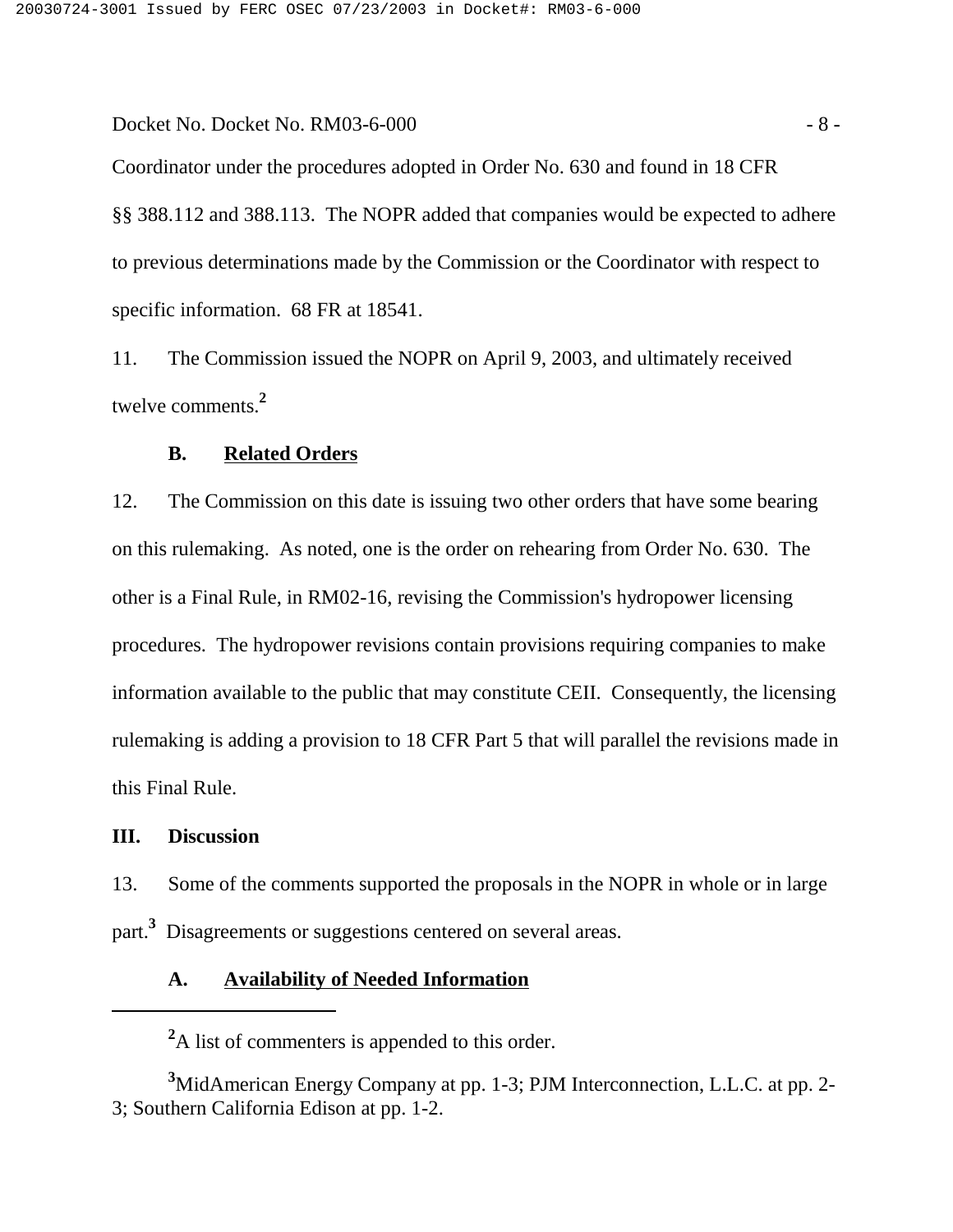Coordinator under the procedures adopted in Order No. 630 and found in 18 CFR §§ 388.112 and 388.113. The NOPR added that companies would be expected to adhere to previous determinations made by the Commission or the Coordinator with respect to specific information. 68 FR at 18541.

11. The Commission issued the NOPR on April 9, 2003, and ultimately received twelve comments.[2]

### B. Related Orders

12. The Commission on this date is issuing two other orders that have some bearing on this rulemaking. As noted, one is the order on rehearing from Order No. 630. The other is a Final Rule, in RM02-16, revising the Commission's hydropower licensing procedures. The hydropower revisions contain provisions requiring companies to make information available to the public that may constitute CEII. Consequently, the licensing rulemaking is adding a provision to 18 CFR Part 5 that will parallel the revisions made in this Final Rule.

## III. Discussion

13. Some of the comments supported the proposals in the NOPR in whole or in large part.[3] Disagreements or suggestions centered on several areas.

### A. Availability of Needed Information

[2] A list of commenters is appended to this order.

[3] MidAmerican Energy Company at pp. 1-3; PJM Interconnection, L.L.C. at pp. 2-3; Southern California Edison at pp. 1-2.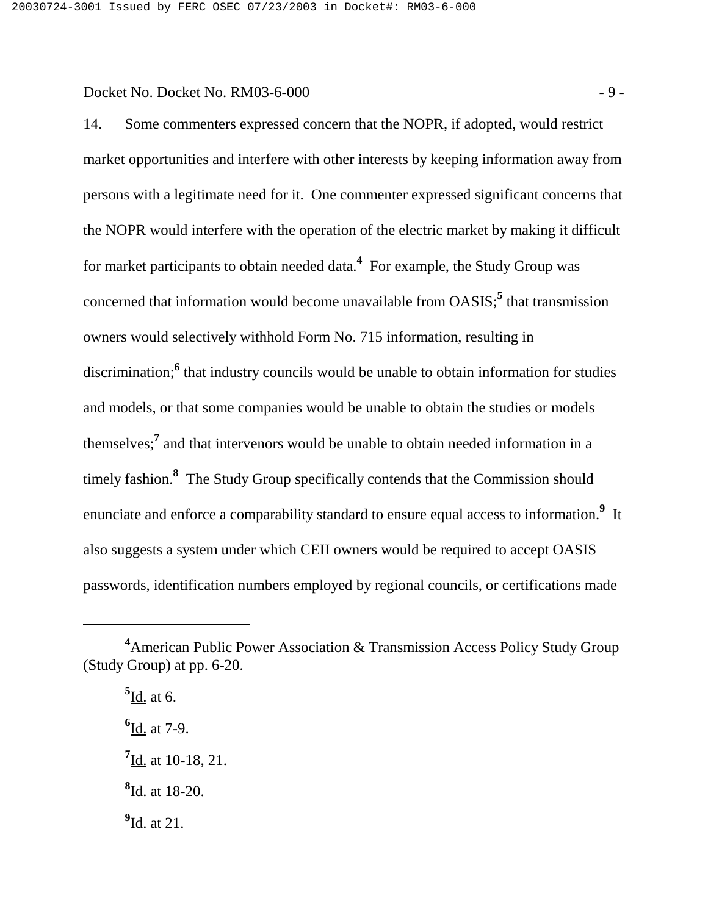14. Some commenters expressed concern that the NOPR, if adopted, would restrict market opportunities and interfere with other interests by keeping information away from persons with a legitimate need for it. One commenter expressed significant concerns that the NOPR would interfere with the operation of the electric market by making it difficult for market participants to obtain needed data.[4] For example, the Study Group was concerned that information would become unavailable from OASIS;[5] that transmission owners would selectively withhold Form No. 715 information, resulting in discrimination;[6] that industry councils would be unable to obtain information for studies and models, or that some companies would be unable to obtain the studies or models themselves;[7] and that intervenors would be unable to obtain needed information in a timely fashion.[8] The Study Group specifically contends that the Commission should enunciate and enforce a comparability standard to ensure equal access to information.[9] It also suggests a system under which CEII owners would be required to accept OASIS passwords, identification numbers employed by regional councils, or certifications made

---

[4] American Public Power Association & Transmission Access Policy Study Group (Study Group) at pp. 6-20.

[5] Id. at 6.

[6] Id. at 7-9.

[7] Id. at 10-18, 21.

[8] Id. at 18-20.

[9] Id. at 21.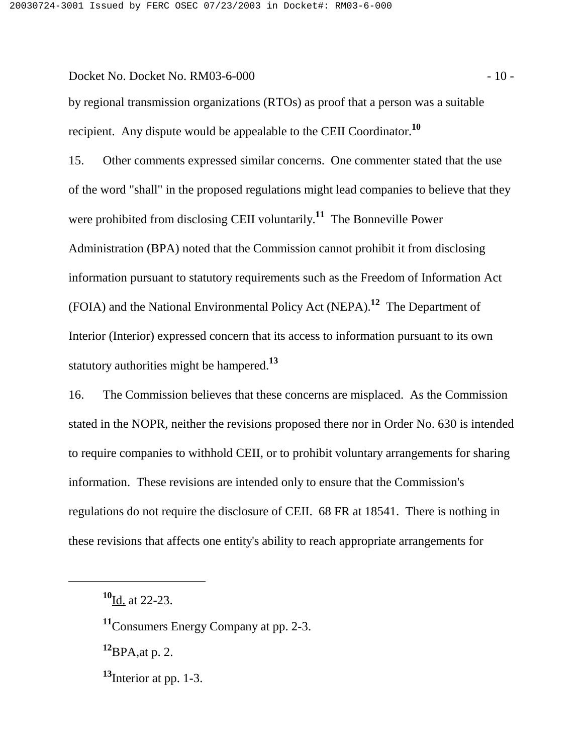by regional transmission organizations (RTOs) as proof that a person was a suitable recipient. Any dispute would be appealable to the CEII Coordinator.[10]

15. Other comments expressed similar concerns. One commenter stated that the use of the word "shall" in the proposed regulations might lead companies to believe that they were prohibited from disclosing CEII voluntarily.[11] The Bonneville Power Administration (BPA) noted that the Commission cannot prohibit it from disclosing information pursuant to statutory requirements such as the Freedom of Information Act (FOIA) and the National Environmental Policy Act (NEPA).[12] The Department of Interior (Interior) expressed concern that its access to information pursuant to its own statutory authorities might be hampered.[13]

16. The Commission believes that these concerns are misplaced. As the Commission stated in the NOPR, neither the revisions proposed there nor in Order No. 630 is intended to require companies to withhold CEII, or to prohibit voluntary arrangements for sharing information. These revisions are intended only to ensure that the Commission's regulations do not require the disclosure of CEII. 68 FR at 18541. There is nothing in these revisions that affects one entity's ability to reach appropriate arrangements for

---

[10] Id. at 22-23.

[11] Consumers Energy Company at pp. 2-3.

[12] BPA,at p. 2.

[13] Interior at pp. 1-3.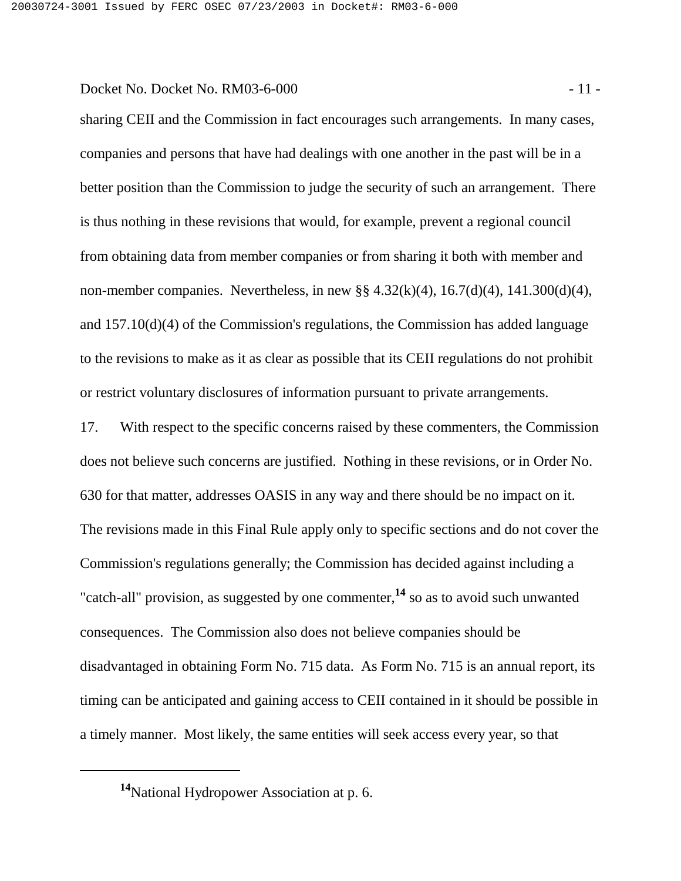sharing CEII and the Commission in fact encourages such arrangements. In many cases, companies and persons that have had dealings with one another in the past will be in a better position than the Commission to judge the security of such an arrangement. There is thus nothing in these revisions that would, for example, prevent a regional council from obtaining data from member companies or from sharing it both with member and non-member companies. Nevertheless, in new §§ 4.32(k)(4), 16.7(d)(4), 141.300(d)(4), and 157.10(d)(4) of the Commission's regulations, the Commission has added language to the revisions to make as it as clear as possible that its CEII regulations do not prohibit or restrict voluntary disclosures of information pursuant to private arrangements.

17. With respect to the specific concerns raised by these commenters, the Commission does not believe such concerns are justified. Nothing in these revisions, or in Order No. 630 for that matter, addresses OASIS in any way and there should be no impact on it. The revisions made in this Final Rule apply only to specific sections and do not cover the Commission's regulations generally; the Commission has decided against including a "catch-all" provision, as suggested by one commenter,[14] so as to avoid such unwanted consequences. The Commission also does not believe companies should be disadvantaged in obtaining Form No. 715 data. As Form No. 715 is an annual report, its timing can be anticipated and gaining access to CEII contained in it should be possible in a timely manner. Most likely, the same entities will seek access every year, so that

[14] National Hydropower Association at p. 6.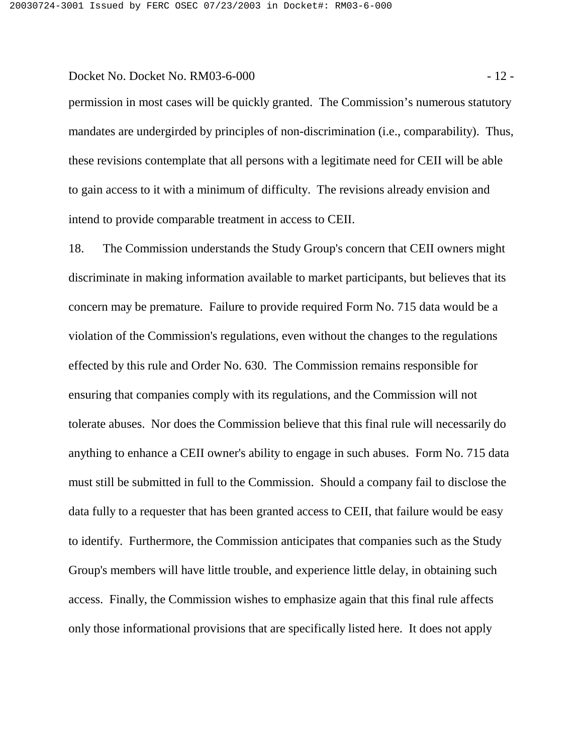permission in most cases will be quickly granted. The Commission's numerous statutory mandates are undergirded by principles of non-discrimination (i.e., comparability). Thus, these revisions contemplate that all persons with a legitimate need for CEII will be able to gain access to it with a minimum of difficulty. The revisions already envision and intend to provide comparable treatment in access to CEII.

18. The Commission understands the Study Group's concern that CEII owners might discriminate in making information available to market participants, but believes that its concern may be premature. Failure to provide required Form No. 715 data would be a violation of the Commission's regulations, even without the changes to the regulations effected by this rule and Order No. 630. The Commission remains responsible for ensuring that companies comply with its regulations, and the Commission will not tolerate abuses. Nor does the Commission believe that this final rule will necessarily do anything to enhance a CEII owner's ability to engage in such abuses. Form No. 715 data must still be submitted in full to the Commission. Should a company fail to disclose the data fully to a requester that has been granted access to CEII, that failure would be easy to identify. Furthermore, the Commission anticipates that companies such as the Study Group's members will have little trouble, and experience little delay, in obtaining such access. Finally, the Commission wishes to emphasize again that this final rule affects only those informational provisions that are specifically listed here. It does not apply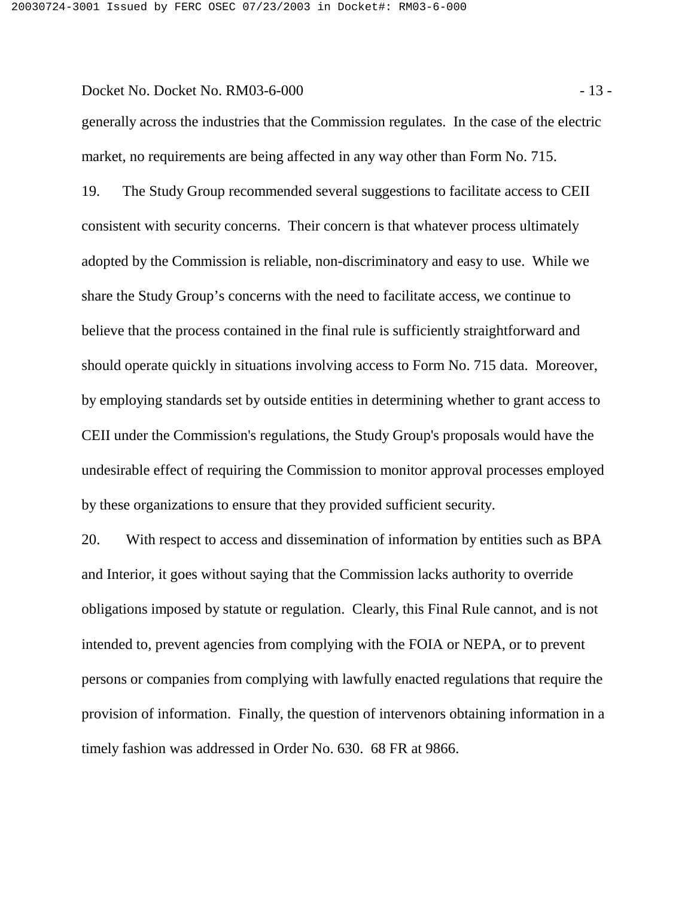generally across the industries that the Commission regulates. In the case of the electric market, no requirements are being affected in any way other than Form No. 715.

19. The Study Group recommended several suggestions to facilitate access to CEII consistent with security concerns. Their concern is that whatever process ultimately adopted by the Commission is reliable, non-discriminatory and easy to use. While we share the Study Group's concerns with the need to facilitate access, we continue to believe that the process contained in the final rule is sufficiently straightforward and should operate quickly in situations involving access to Form No. 715 data. Moreover, by employing standards set by outside entities in determining whether to grant access to CEII under the Commission's regulations, the Study Group's proposals would have the undesirable effect of requiring the Commission to monitor approval processes employed by these organizations to ensure that they provided sufficient security.

20. With respect to access and dissemination of information by entities such as BPA and Interior, it goes without saying that the Commission lacks authority to override obligations imposed by statute or regulation. Clearly, this Final Rule cannot, and is not intended to, prevent agencies from complying with the FOIA or NEPA, or to prevent persons or companies from complying with lawfully enacted regulations that require the provision of information. Finally, the question of intervenors obtaining information in a timely fashion was addressed in Order No. 630. 68 FR at 9866.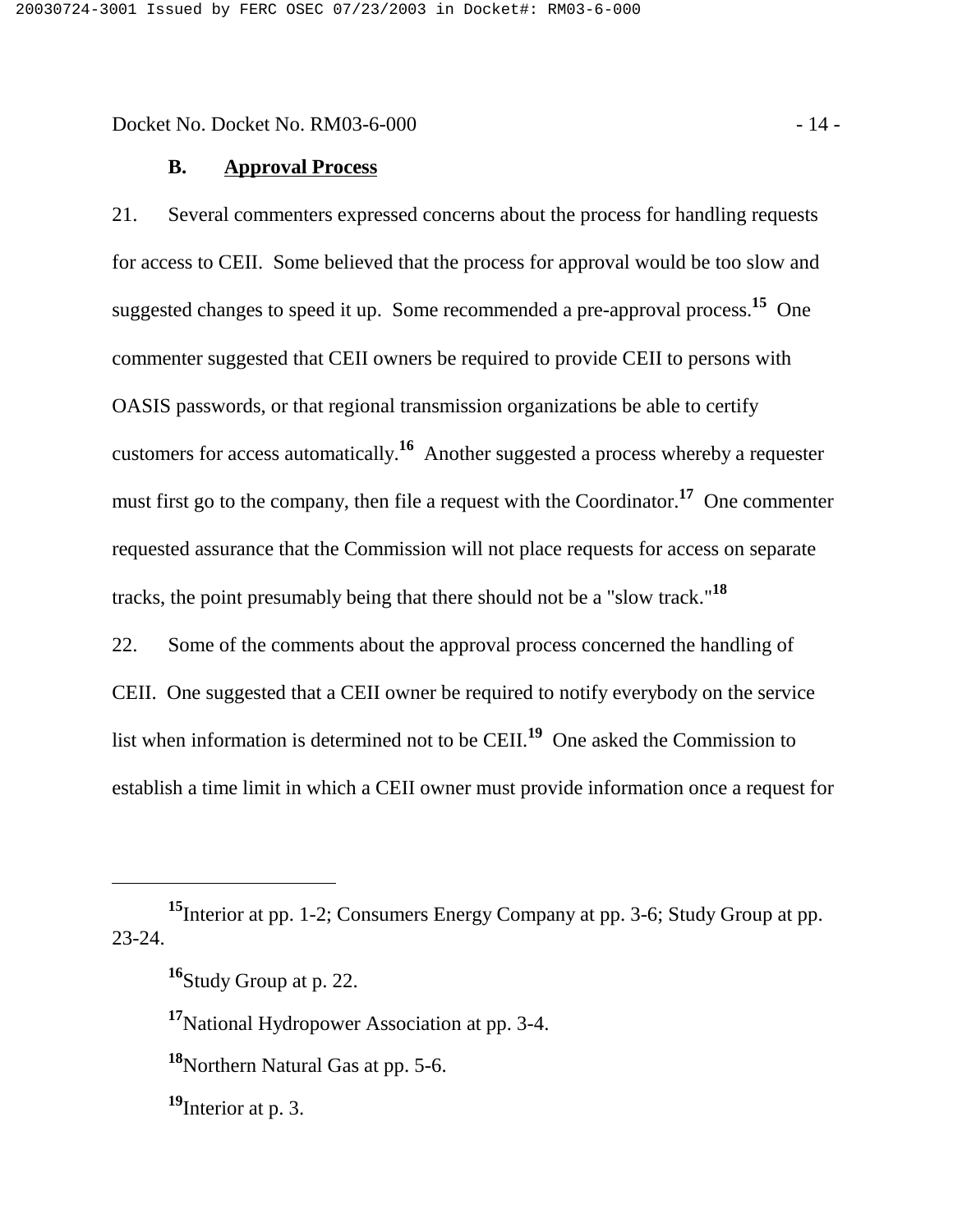### B. Approval Process

21. Several commenters expressed concerns about the process for handling requests for access to CEII. Some believed that the process for approval would be too slow and suggested changes to speed it up. Some recommended a pre-approval process.[15] One commenter suggested that CEII owners be required to provide CEII to persons with OASIS passwords, or that regional transmission organizations be able to certify customers for access automatically.[16] Another suggested a process whereby a requester must first go to the company, then file a request with the Coordinator.[17] One commenter requested assurance that the Commission will not place requests for access on separate tracks, the point presumably being that there should not be a "slow track."[18]

22. Some of the comments about the approval process concerned the handling of CEII. One suggested that a CEII owner be required to notify everybody on the service list when information is determined not to be CEII.[19] One asked the Commission to establish a time limit in which a CEII owner must provide information once a request for

---

[15] Interior at pp. 1-2; Consumers Energy Company at pp. 3-6; Study Group at pp. 23-24.

[16] Study Group at p. 22.

[17] National Hydropower Association at pp. 3-4.

[18] Northern Natural Gas at pp. 5-6.

[19] Interior at p. 3.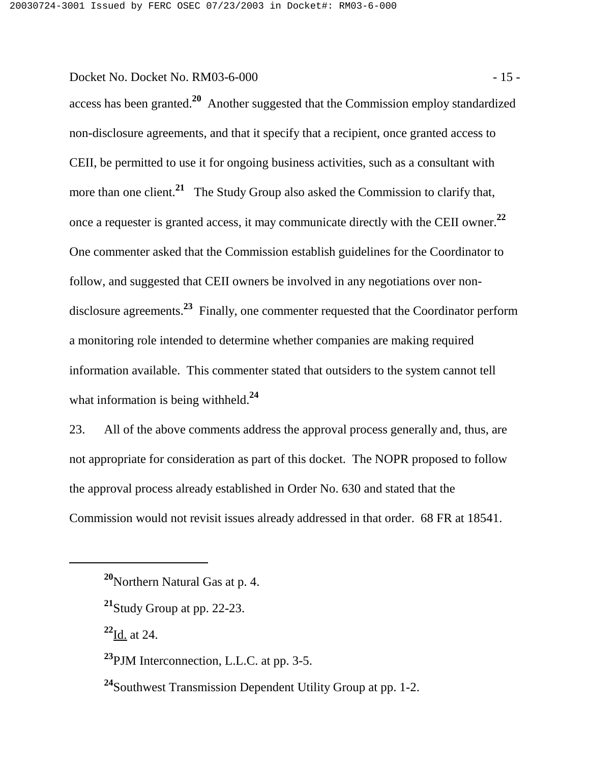access has been granted.[20] Another suggested that the Commission employ standardized non-disclosure agreements, and that it specify that a recipient, once granted access to CEII, be permitted to use it for ongoing business activities, such as a consultant with more than one client.[21] The Study Group also asked the Commission to clarify that, once a requester is granted access, it may communicate directly with the CEII owner.[22] One commenter asked that the Commission establish guidelines for the Coordinator to follow, and suggested that CEII owners be involved in any negotiations over non-disclosure agreements.[23] Finally, one commenter requested that the Coordinator perform a monitoring role intended to determine whether companies are making required information available. This commenter stated that outsiders to the system cannot tell what information is being withheld.[24]

23. All of the above comments address the approval process generally and, thus, are not appropriate for consideration as part of this docket. The NOPR proposed to follow the approval process already established in Order No. 630 and stated that the Commission would not revisit issues already addressed in that order. 68 FR at 18541.

---

[20] Northern Natural Gas at p. 4.

[21] Study Group at pp. 22-23.

[22] Id. at 24.

[23] PJM Interconnection, L.L.C. at pp. 3-5.

[24] Southwest Transmission Dependent Utility Group at pp. 1-2.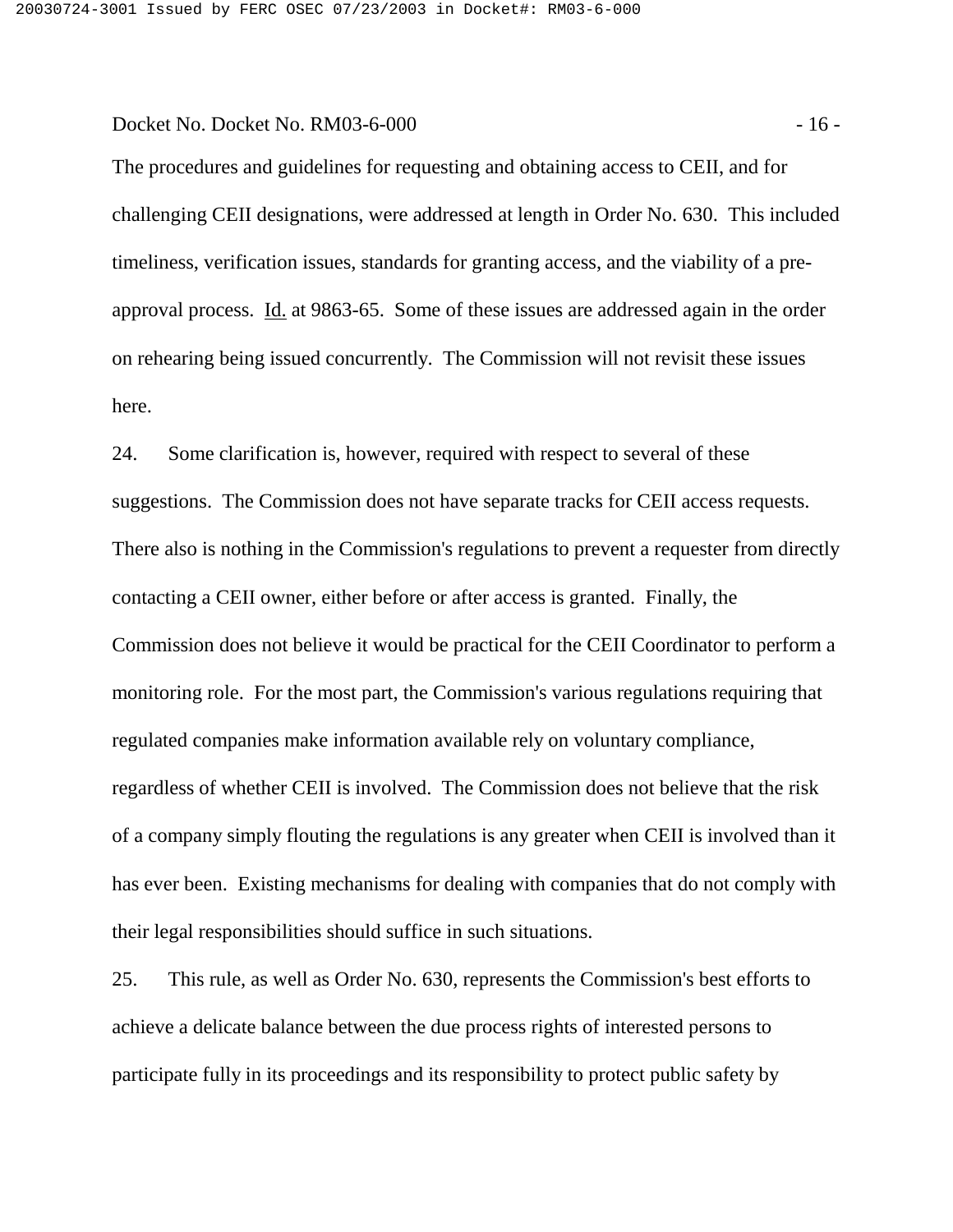The procedures and guidelines for requesting and obtaining access to CEII, and for challenging CEII designations, were addressed at length in Order No. 630. This included timeliness, verification issues, standards for granting access, and the viability of a pre-approval process. Id. at 9863-65. Some of these issues are addressed again in the order on rehearing being issued concurrently. The Commission will not revisit these issues here.

24. Some clarification is, however, required with respect to several of these suggestions. The Commission does not have separate tracks for CEII access requests. There also is nothing in the Commission's regulations to prevent a requester from directly contacting a CEII owner, either before or after access is granted. Finally, the Commission does not believe it would be practical for the CEII Coordinator to perform a monitoring role. For the most part, the Commission's various regulations requiring that regulated companies make information available rely on voluntary compliance, regardless of whether CEII is involved. The Commission does not believe that the risk of a company simply flouting the regulations is any greater when CEII is involved than it has ever been. Existing mechanisms for dealing with companies that do not comply with their legal responsibilities should suffice in such situations.

25. This rule, as well as Order No. 630, represents the Commission's best efforts to achieve a delicate balance between the due process rights of interested persons to participate fully in its proceedings and its responsibility to protect public safety by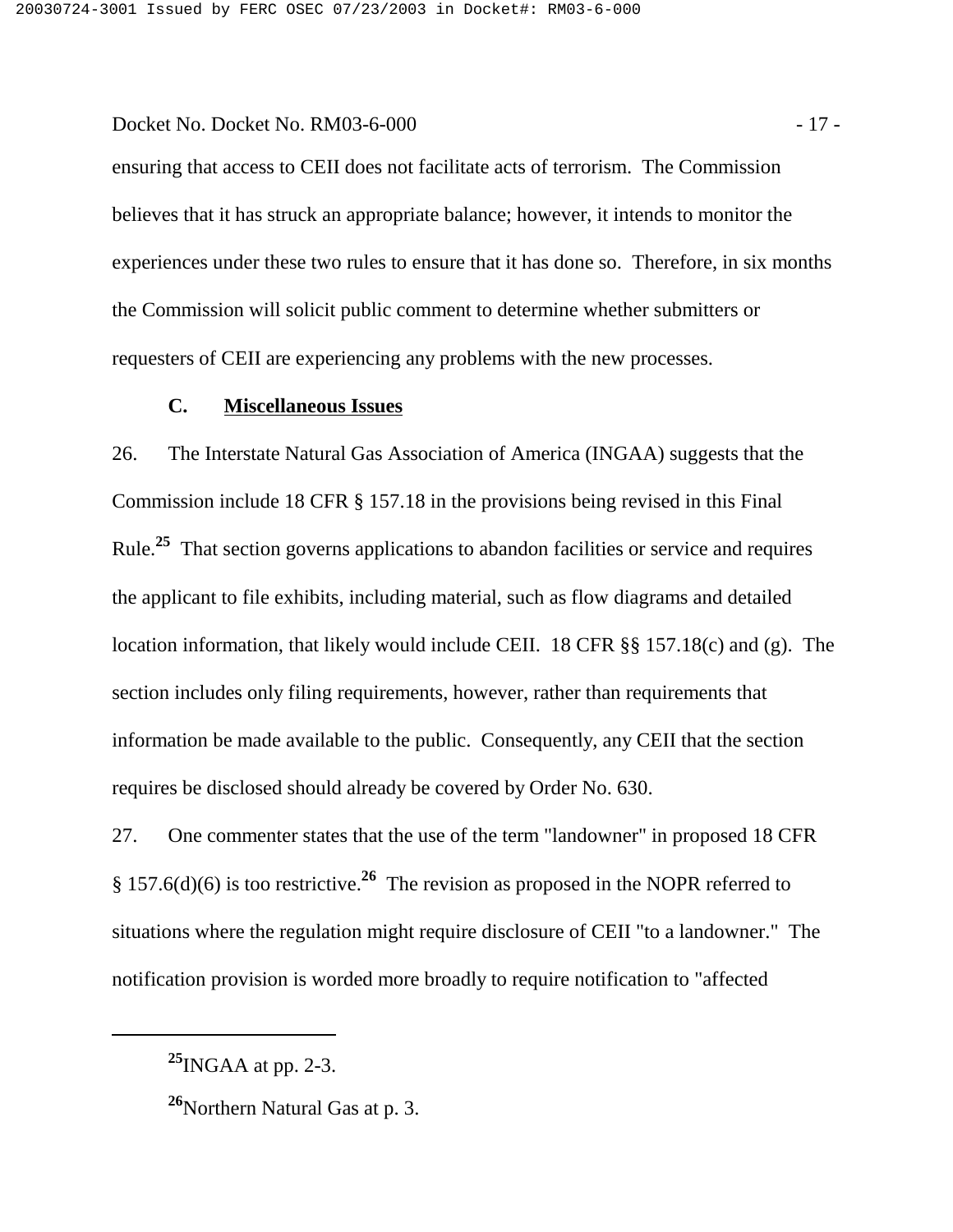ensuring that access to CEII does not facilitate acts of terrorism. The Commission believes that it has struck an appropriate balance; however, it intends to monitor the experiences under these two rules to ensure that it has done so. Therefore, in six months the Commission will solicit public comment to determine whether submitters or requesters of CEII are experiencing any problems with the new processes.

### C. Miscellaneous Issues

26. The Interstate Natural Gas Association of America (INGAA) suggests that the Commission include 18 CFR § 157.18 in the provisions being revised in this Final Rule.[25] That section governs applications to abandon facilities or service and requires the applicant to file exhibits, including material, such as flow diagrams and detailed location information, that likely would include CEII. 18 CFR §§ 157.18(c) and (g). The section includes only filing requirements, however, rather than requirements that information be made available to the public. Consequently, any CEII that the section requires be disclosed should already be covered by Order No. 630.

27. One commenter states that the use of the term "landowner" in proposed 18 CFR § 157.6(d)(6) is too restrictive.[26] The revision as proposed in the NOPR referred to situations where the regulation might require disclosure of CEII "to a landowner." The notification provision is worded more broadly to require notification to "affected

---

[25] INGAA at pp. 2-3.

[26] Northern Natural Gas at p. 3.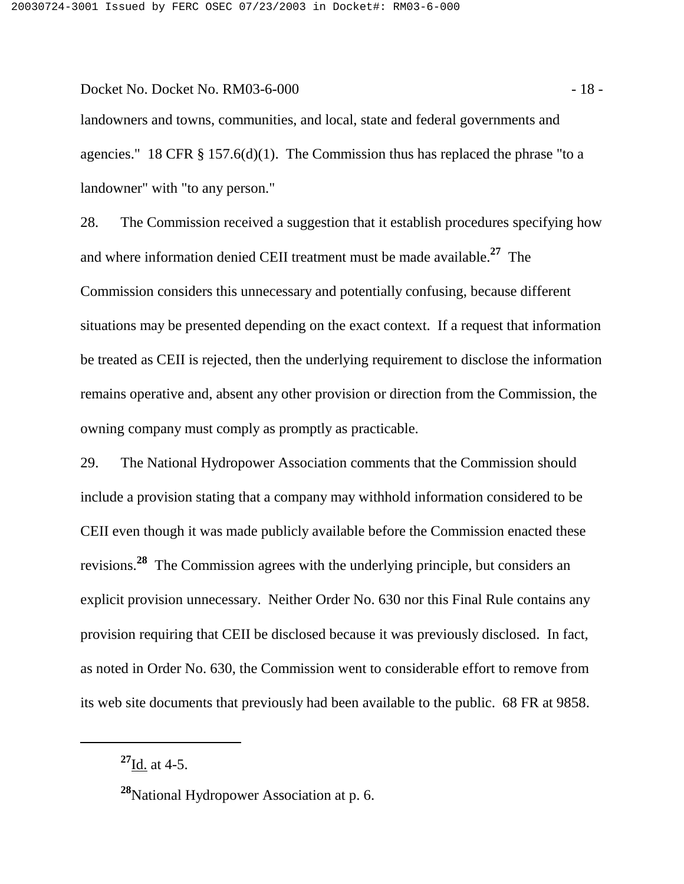landowners and towns, communities, and local, state and federal governments and agencies." 18 CFR § 157.6(d)(1). The Commission thus has replaced the phrase "to a landowner" with "to any person."

28. The Commission received a suggestion that it establish procedures specifying how and where information denied CEII treatment must be made available.[27] The Commission considers this unnecessary and potentially confusing, because different situations may be presented depending on the exact context. If a request that information be treated as CEII is rejected, then the underlying requirement to disclose the information remains operative and, absent any other provision or direction from the Commission, the owning company must comply as promptly as practicable.

29. The National Hydropower Association comments that the Commission should include a provision stating that a company may withhold information considered to be CEII even though it was made publicly available before the Commission enacted these revisions.[28] The Commission agrees with the underlying principle, but considers an explicit provision unnecessary. Neither Order No. 630 nor this Final Rule contains any provision requiring that CEII be disclosed because it was previously disclosed. In fact, as noted in Order No. 630, the Commission went to considerable effort to remove from its web site documents that previously had been available to the public. 68 FR at 9858.

---

[27] Id. at 4-5.

[28] National Hydropower Association at p. 6.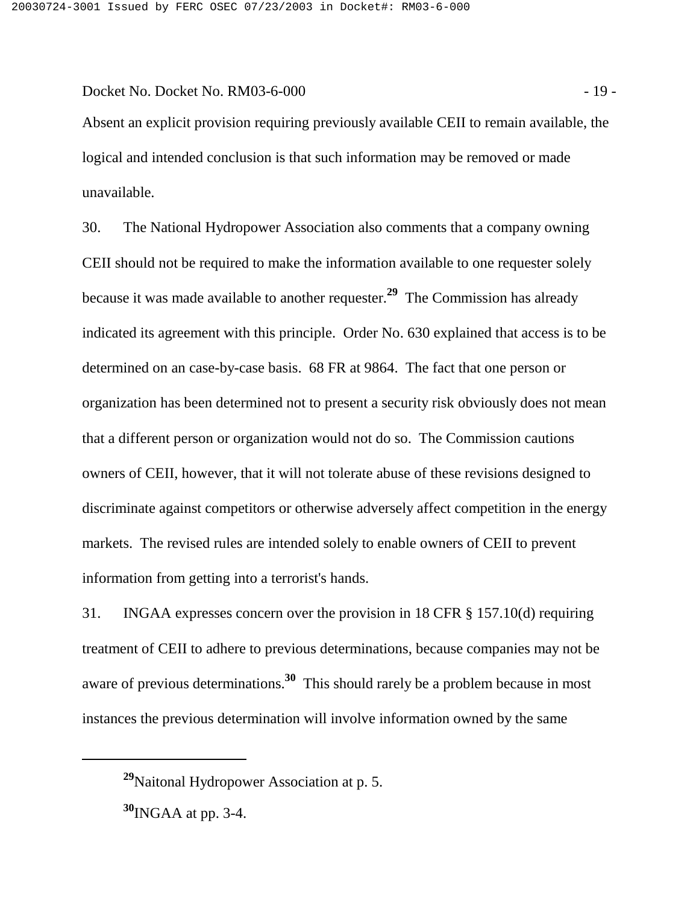Absent an explicit provision requiring previously available CEII to remain available, the logical and intended conclusion is that such information may be removed or made unavailable.

30. The National Hydropower Association also comments that a company owning CEII should not be required to make the information available to one requester solely because it was made available to another requester.[29] The Commission has already indicated its agreement with this principle. Order No. 630 explained that access is to be determined on an case-by-case basis. 68 FR at 9864. The fact that one person or organization has been determined not to present a security risk obviously does not mean that a different person or organization would not do so. The Commission cautions owners of CEII, however, that it will not tolerate abuse of these revisions designed to discriminate against competitors or otherwise adversely affect competition in the energy markets. The revised rules are intended solely to enable owners of CEII to prevent information from getting into a terrorist's hands.

31. INGAA expresses concern over the provision in 18 CFR § 157.10(d) requiring treatment of CEII to adhere to previous determinations, because companies may not be aware of previous determinations.[30] This should rarely be a problem because in most instances the previous determination will involve information owned by the same

---

[29] Naitonal Hydropower Association at p. 5.

[30] INGAA at pp. 3-4.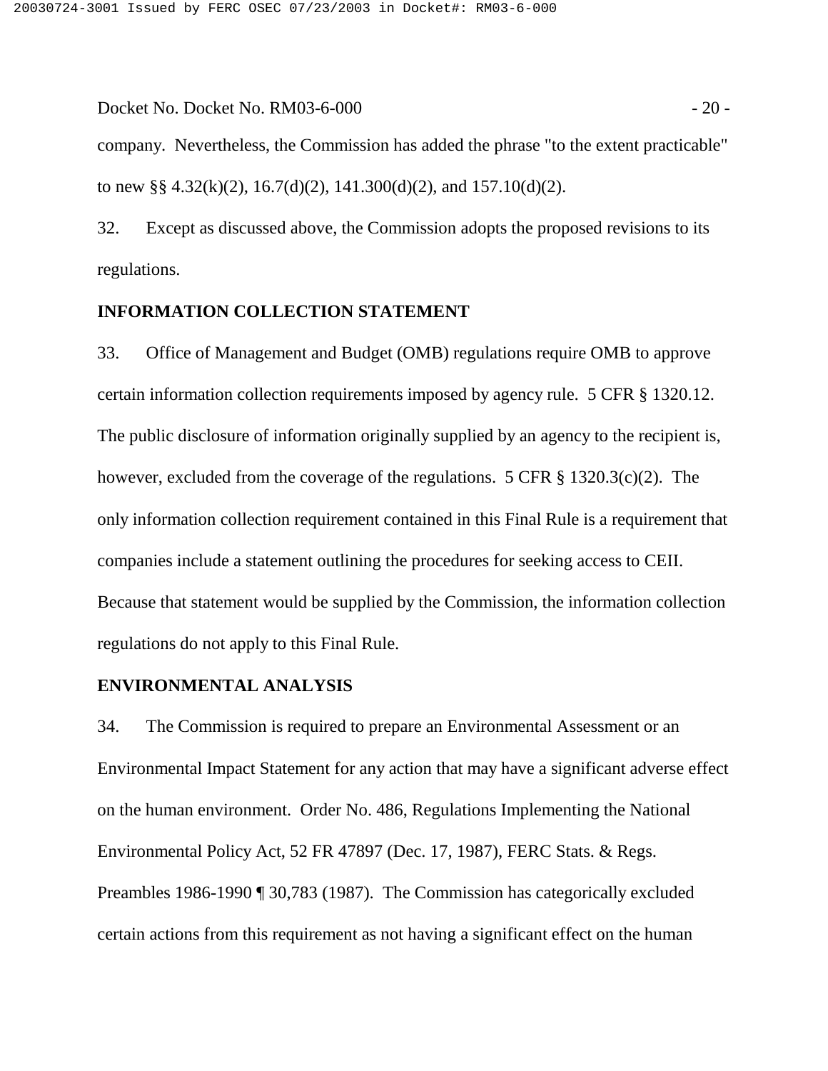company. Nevertheless, the Commission has added the phrase "to the extent practicable" to new §§ 4.32(k)(2), 16.7(d)(2), 141.300(d)(2), and 157.10(d)(2).

32. Except as discussed above, the Commission adopts the proposed revisions to its regulations.

## INFORMATION COLLECTION STATEMENT

33. Office of Management and Budget (OMB) regulations require OMB to approve certain information collection requirements imposed by agency rule. 5 CFR § 1320.12. The public disclosure of information originally supplied by an agency to the recipient is, however, excluded from the coverage of the regulations. 5 CFR § 1320.3(c)(2). The only information collection requirement contained in this Final Rule is a requirement that companies include a statement outlining the procedures for seeking access to CEII. Because that statement would be supplied by the Commission, the information collection regulations do not apply to this Final Rule.

## ENVIRONMENTAL ANALYSIS

34. The Commission is required to prepare an Environmental Assessment or an Environmental Impact Statement for any action that may have a significant adverse effect on the human environment. Order No. 486, Regulations Implementing the National Environmental Policy Act, 52 FR 47897 (Dec. 17, 1987), FERC Stats. & Regs. Preambles 1986-1990 ¶ 30,783 (1987). The Commission has categorically excluded certain actions from this requirement as not having a significant effect on the human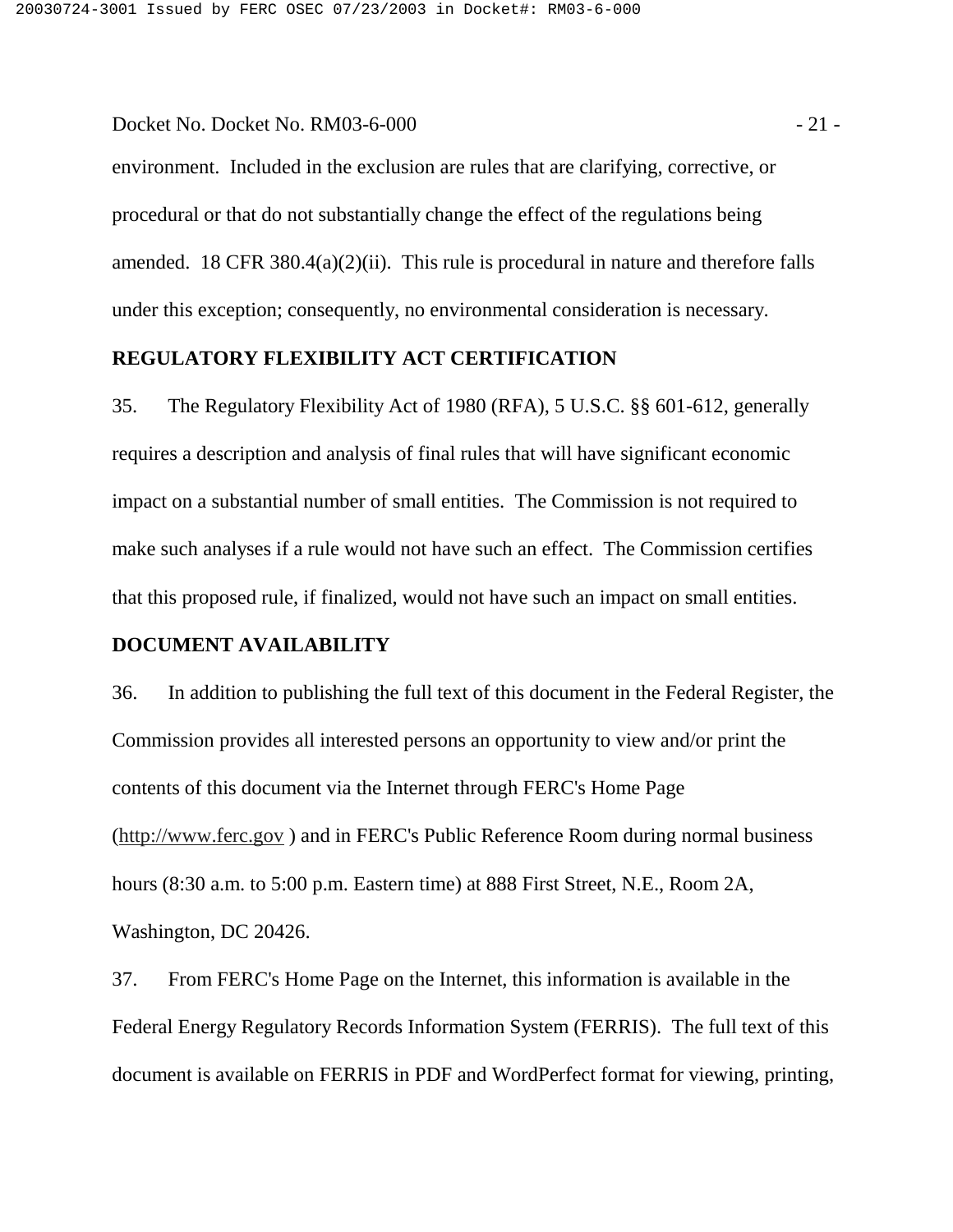environment. Included in the exclusion are rules that are clarifying, corrective, or procedural or that do not substantially change the effect of the regulations being amended. 18 CFR 380.4(a)(2)(ii). This rule is procedural in nature and therefore falls under this exception; consequently, no environmental consideration is necessary.

**REGULATORY FLEXIBILITY ACT CERTIFICATION**

35. The Regulatory Flexibility Act of 1980 (RFA), 5 U.S.C. §§ 601-612, generally requires a description and analysis of final rules that will have significant economic impact on a substantial number of small entities. The Commission is not required to make such analyses if a rule would not have such an effect. The Commission certifies that this proposed rule, if finalized, would not have such an impact on small entities.

**DOCUMENT AVAILABILITY**

36. In addition to publishing the full text of this document in the Federal Register, the Commission provides all interested persons an opportunity to view and/or print the contents of this document via the Internet through FERC's Home Page (http://www.ferc.gov ) and in FERC's Public Reference Room during normal business hours (8:30 a.m. to 5:00 p.m. Eastern time) at 888 First Street, N.E., Room 2A, Washington, DC 20426.

37. From FERC's Home Page on the Internet, this information is available in the Federal Energy Regulatory Records Information System (FERRIS). The full text of this document is available on FERRIS in PDF and WordPerfect format for viewing, printing,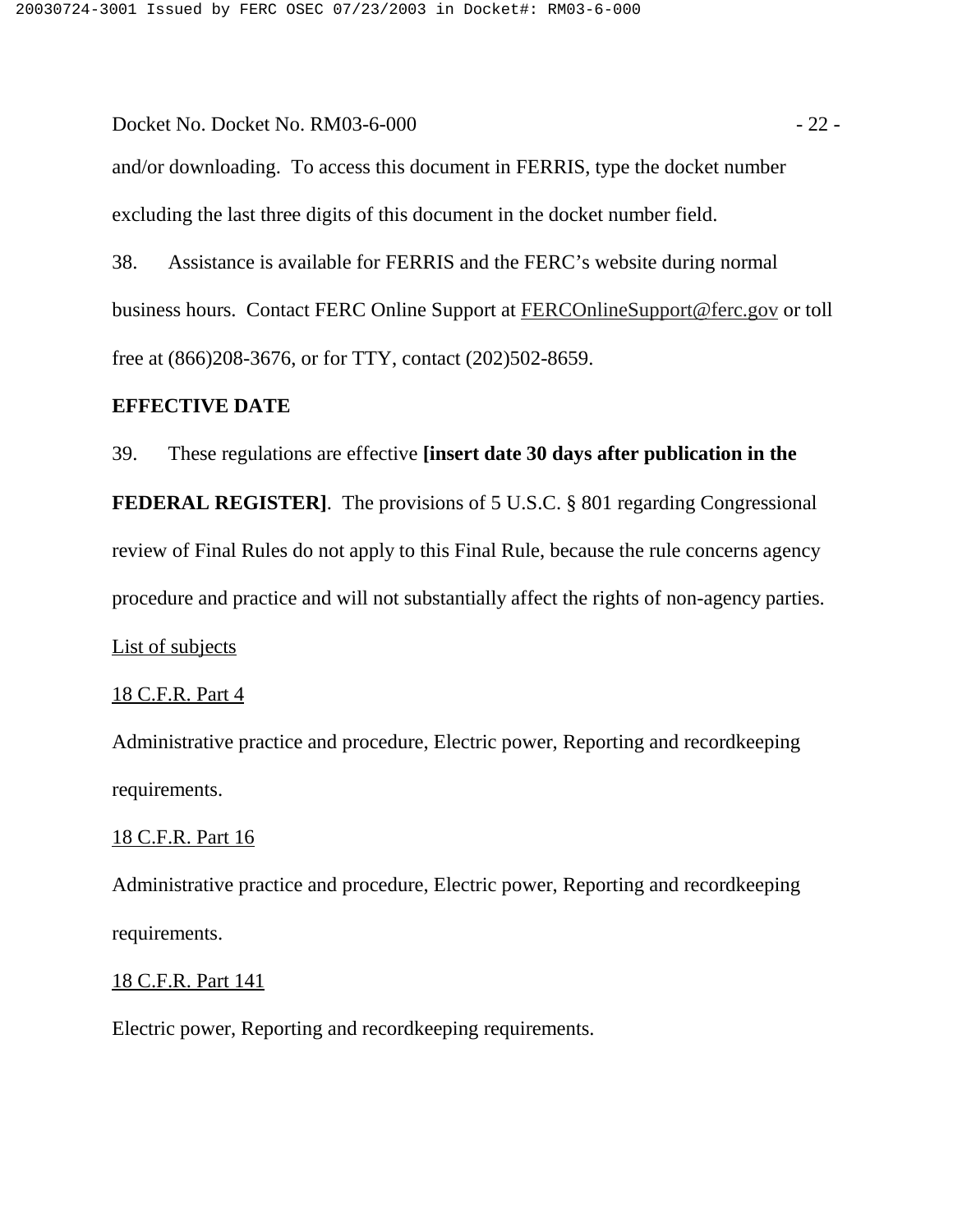and/or downloading. To access this document in FERRIS, type the docket number excluding the last three digits of this document in the docket number field.

38. Assistance is available for FERRIS and the FERC's website during normal business hours. Contact FERC Online Support at FERCOnlineSupport@ferc.gov or toll free at (866)208-3676, or for TTY, contact (202)502-8659.

**EFFECTIVE DATE**

39. These regulations are effective **[insert date 30 days after publication in the FEDERAL REGISTER]**. The provisions of 5 U.S.C. § 801 regarding Congressional review of Final Rules do not apply to this Final Rule, because the rule concerns agency procedure and practice and will not substantially affect the rights of non-agency parties.

List of subjects

18 C.F.R. Part 4

Administrative practice and procedure, Electric power, Reporting and recordkeeping requirements.

18 C.F.R. Part 16

Administrative practice and procedure, Electric power, Reporting and recordkeeping requirements.

18 C.F.R. Part 141

Electric power, Reporting and recordkeeping requirements.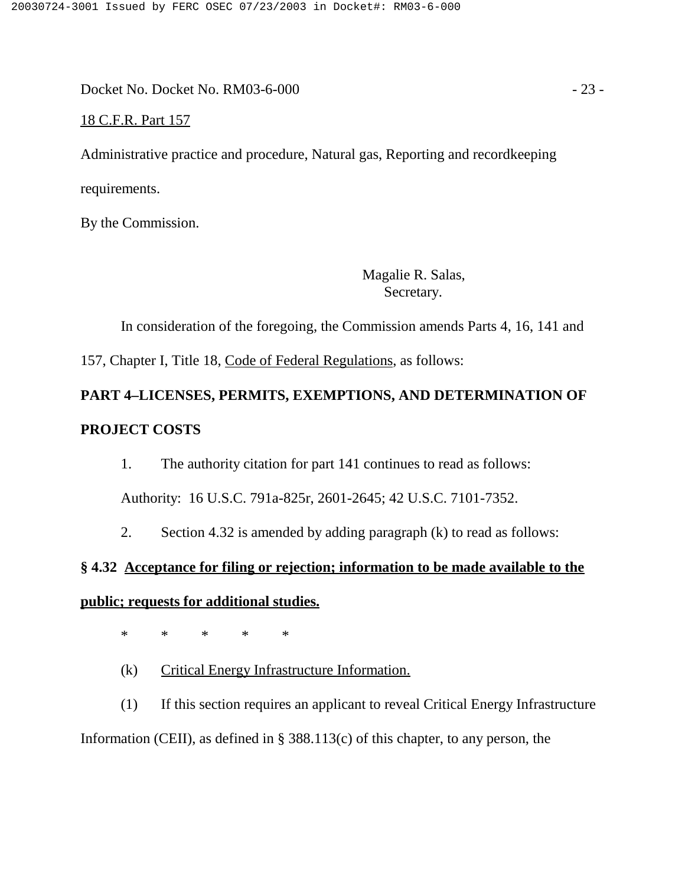18 C.F.R. Part 157

Administrative practice and procedure, Natural gas, Reporting and recordkeeping requirements.

By the Commission.

Magalie R. Salas,
Secretary.

In consideration of the foregoing, the Commission amends Parts 4, 16, 141 and 157, Chapter I, Title 18, Code of Federal Regulations, as follows:

**PART 4–LICENSES, PERMITS, EXEMPTIONS, AND DETERMINATION OF PROJECT COSTS**

1. The authority citation for part 141 continues to read as follows:

Authority: 16 U.S.C. 791a-825r, 2601-2645; 42 U.S.C. 7101-7352.

2. Section 4.32 is amended by adding paragraph (k) to read as follows:

**§ 4.32 Acceptance for filing or rejection; information to be made available to the public; requests for additional studies.**

\* \* \* \* \*

(k) Critical Energy Infrastructure Information.

(1) If this section requires an applicant to reveal Critical Energy Infrastructure Information (CEII), as defined in § 388.113(c) of this chapter, to any person, the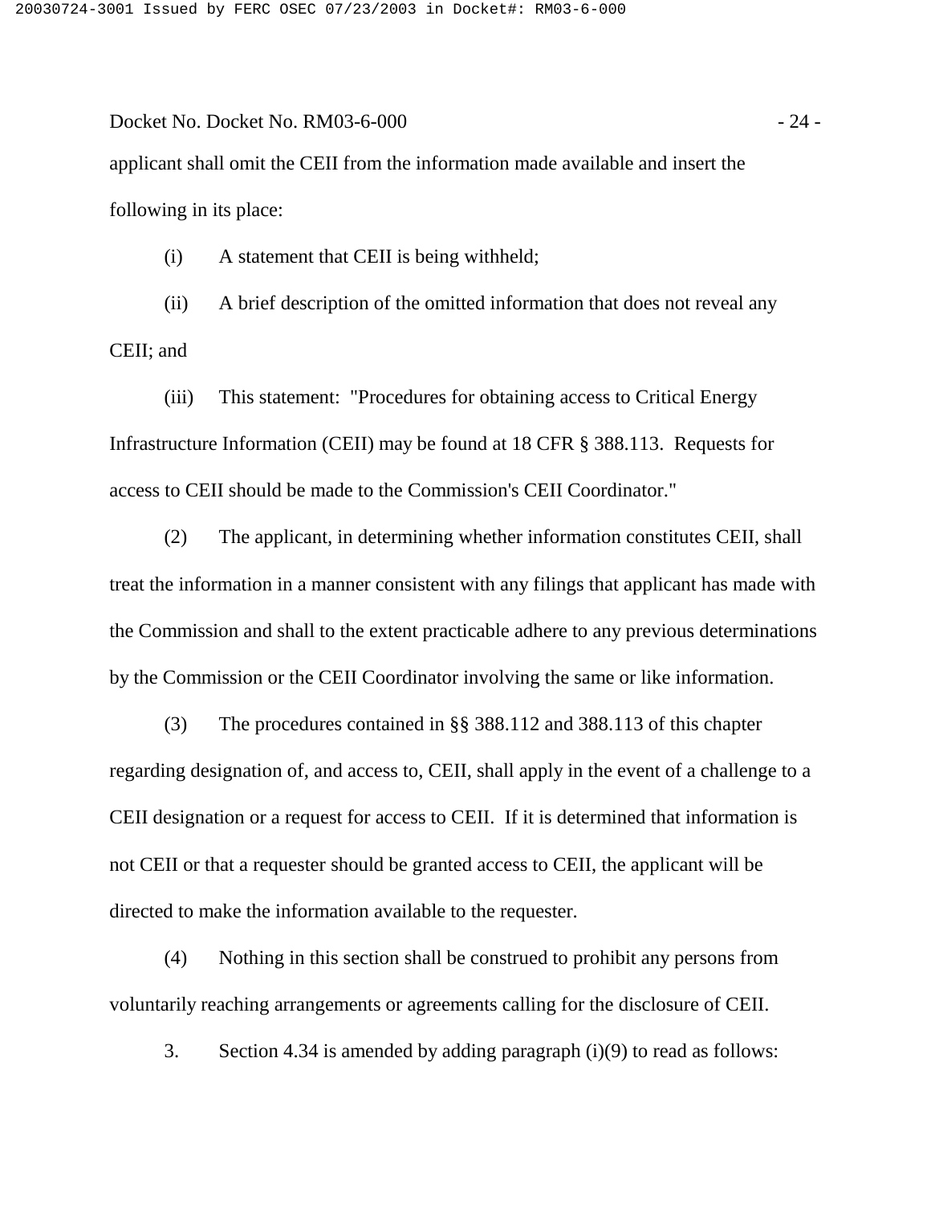applicant shall omit the CEII from the information made available and insert the following in its place:

(i) A statement that CEII is being withheld;

(ii) A brief description of the omitted information that does not reveal any CEII; and

(iii) This statement: "Procedures for obtaining access to Critical Energy Infrastructure Information (CEII) may be found at 18 CFR § 388.113. Requests for access to CEII should be made to the Commission's CEII Coordinator."

(2) The applicant, in determining whether information constitutes CEII, shall treat the information in a manner consistent with any filings that applicant has made with the Commission and shall to the extent practicable adhere to any previous determinations by the Commission or the CEII Coordinator involving the same or like information.

(3) The procedures contained in §§ 388.112 and 388.113 of this chapter regarding designation of, and access to, CEII, shall apply in the event of a challenge to a CEII designation or a request for access to CEII. If it is determined that information is not CEII or that a requester should be granted access to CEII, the applicant will be directed to make the information available to the requester.

(4) Nothing in this section shall be construed to prohibit any persons from voluntarily reaching arrangements or agreements calling for the disclosure of CEII.

3. Section 4.34 is amended by adding paragraph (i)(9) to read as follows: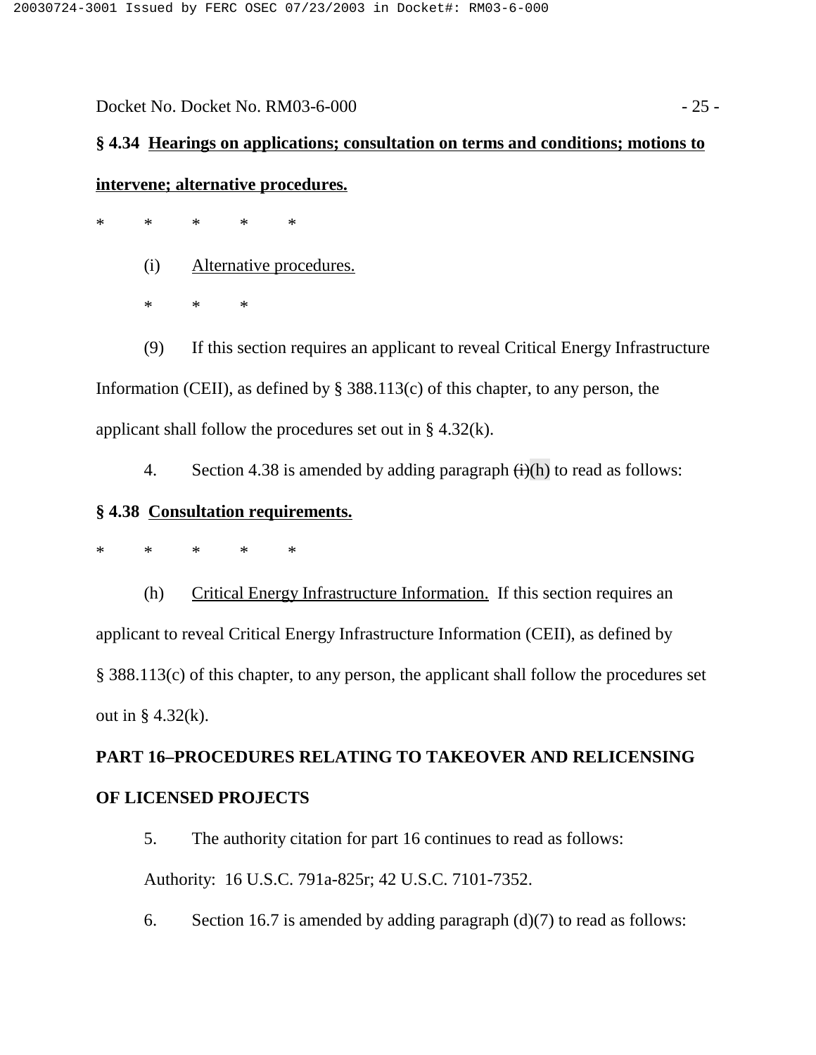**§ 4.34 Hearings on applications; consultation on terms and conditions; motions to intervene; alternative procedures.**

\* \* \* \* \*

(i) Alternative procedures.

\* \* \*

(9) If this section requires an applicant to reveal Critical Energy Infrastructure Information (CEII), as defined by § 388.113(c) of this chapter, to any person, the applicant shall follow the procedures set out in § 4.32(k).

4. Section 4.38 is amended by adding paragraph ~~(i)~~(h) to read as follows:

**§ 4.38 Consultation requirements.**

\* \* \* \* \*

(h) Critical Energy Infrastructure Information. If this section requires an applicant to reveal Critical Energy Infrastructure Information (CEII), as defined by § 388.113(c) of this chapter, to any person, the applicant shall follow the procedures set out in § 4.32(k).

**PART 16–PROCEDURES RELATING TO TAKEOVER AND RELICENSING OF LICENSED PROJECTS**

5. The authority citation for part 16 continues to read as follows:

Authority: 16 U.S.C. 791a-825r; 42 U.S.C. 7101-7352.

6. Section 16.7 is amended by adding paragraph (d)(7) to read as follows: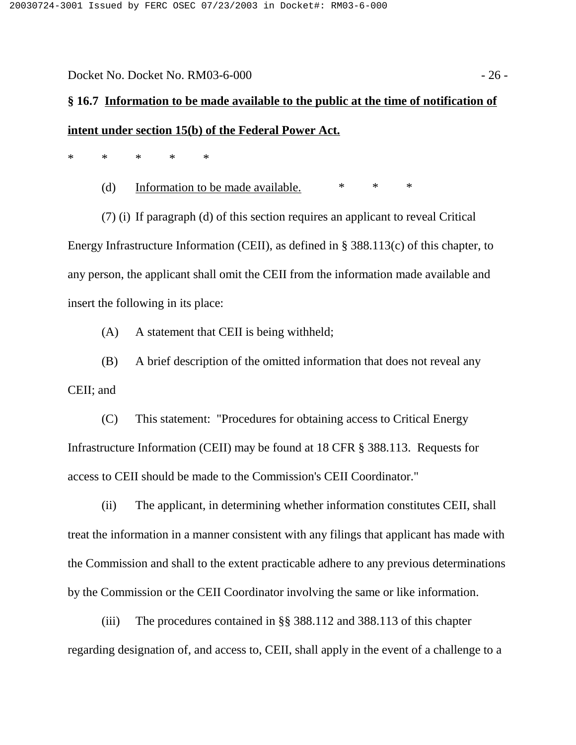**§ 16.7 Information to be made available to the public at the time of notification of intent under section 15(b) of the Federal Power Act.**

\* \* \* \* \*

(d) Information to be made available. \* \* \*

(7) (i) If paragraph (d) of this section requires an applicant to reveal Critical Energy Infrastructure Information (CEII), as defined in § 388.113(c) of this chapter, to any person, the applicant shall omit the CEII from the information made available and insert the following in its place:

(A) A statement that CEII is being withheld;

(B) A brief description of the omitted information that does not reveal any CEII; and

(C) This statement: "Procedures for obtaining access to Critical Energy Infrastructure Information (CEII) may be found at 18 CFR § 388.113. Requests for access to CEII should be made to the Commission's CEII Coordinator."

(ii) The applicant, in determining whether information constitutes CEII, shall treat the information in a manner consistent with any filings that applicant has made with the Commission and shall to the extent practicable adhere to any previous determinations by the Commission or the CEII Coordinator involving the same or like information.

(iii) The procedures contained in §§ 388.112 and 388.113 of this chapter regarding designation of, and access to, CEII, shall apply in the event of a challenge to a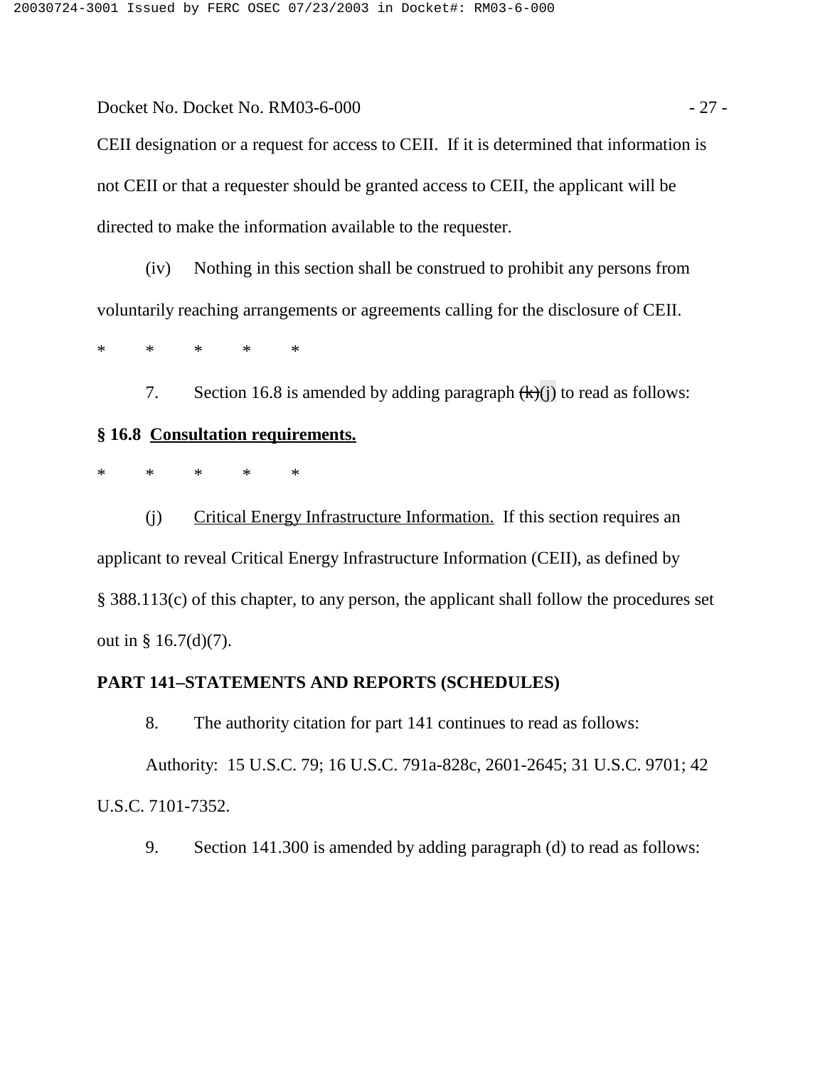CEII designation or a request for access to CEII. If it is determined that information is not CEII or that a requester should be granted access to CEII, the applicant will be directed to make the information available to the requester.

(iv) Nothing in this section shall be construed to prohibit any persons from voluntarily reaching arrangements or agreements calling for the disclosure of CEII.

\* \* \* \* \*

7. Section 16.8 is amended by adding paragraph ~~(k)~~(j) to read as follows:

**§ 16.8 Consultation requirements.**

\* \* \* \* \*

(j) Critical Energy Infrastructure Information. If this section requires an applicant to reveal Critical Energy Infrastructure Information (CEII), as defined by § 388.113(c) of this chapter, to any person, the applicant shall follow the procedures set out in § 16.7(d)(7).

**PART 141–STATEMENTS AND REPORTS (SCHEDULES)**

8. The authority citation for part 141 continues to read as follows:

Authority: 15 U.S.C. 79; 16 U.S.C. 791a-828c, 2601-2645; 31 U.S.C. 9701; 42 U.S.C. 7101-7352.

9. Section 141.300 is amended by adding paragraph (d) to read as follows: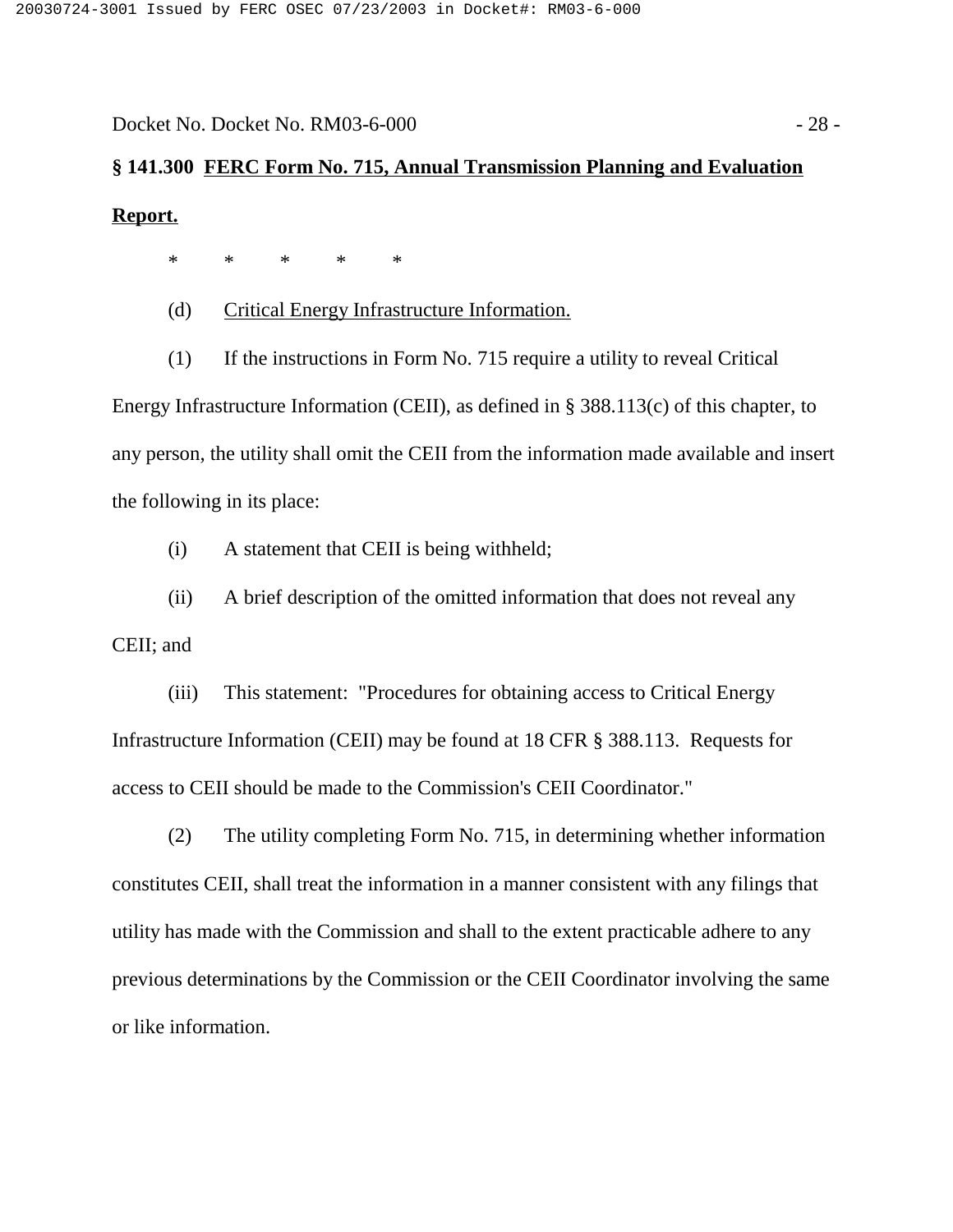**§ 141.300 FERC Form No. 715, Annual Transmission Planning and Evaluation Report.**

\* \* \* \* \*

(d) Critical Energy Infrastructure Information.

(1) If the instructions in Form No. 715 require a utility to reveal Critical Energy Infrastructure Information (CEII), as defined in § 388.113(c) of this chapter, to any person, the utility shall omit the CEII from the information made available and insert the following in its place:

(i) A statement that CEII is being withheld;

(ii) A brief description of the omitted information that does not reveal any CEII; and

(iii) This statement: "Procedures for obtaining access to Critical Energy Infrastructure Information (CEII) may be found at 18 CFR § 388.113. Requests for access to CEII should be made to the Commission's CEII Coordinator."

(2) The utility completing Form No. 715, in determining whether information constitutes CEII, shall treat the information in a manner consistent with any filings that utility has made with the Commission and shall to the extent practicable adhere to any previous determinations by the Commission or the CEII Coordinator involving the same or like information.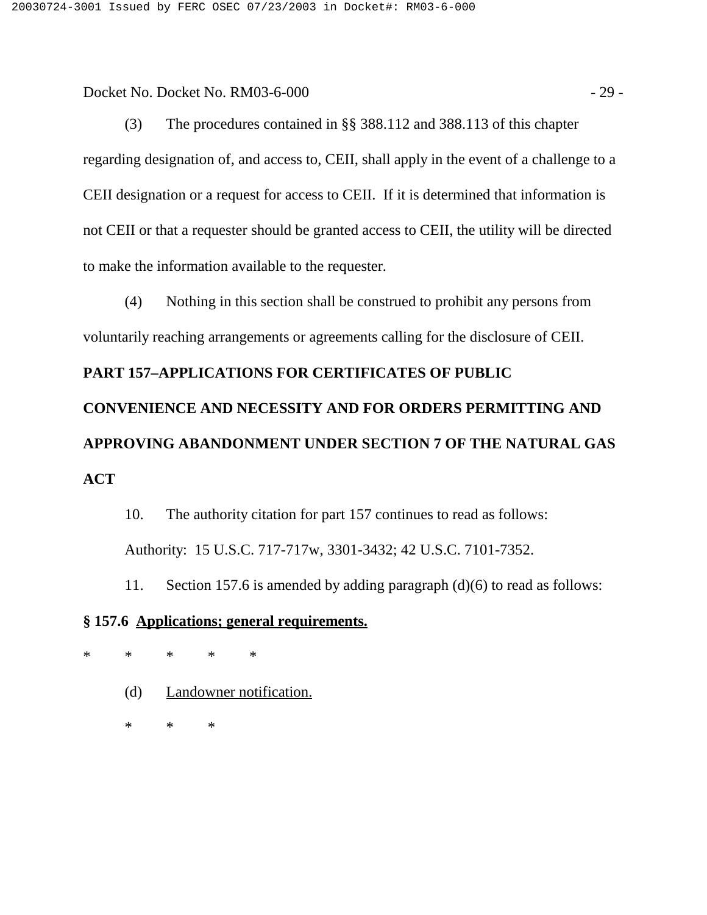(3) The procedures contained in §§ 388.112 and 388.113 of this chapter regarding designation of, and access to, CEII, shall apply in the event of a challenge to a CEII designation or a request for access to CEII. If it is determined that information is not CEII or that a requester should be granted access to CEII, the utility will be directed to make the information available to the requester.

(4) Nothing in this section shall be construed to prohibit any persons from voluntarily reaching arrangements or agreements calling for the disclosure of CEII.

**PART 157–APPLICATIONS FOR CERTIFICATES OF PUBLIC CONVENIENCE AND NECESSITY AND FOR ORDERS PERMITTING AND APPROVING ABANDONMENT UNDER SECTION 7 OF THE NATURAL GAS ACT**

10. The authority citation for part 157 continues to read as follows:

Authority: 15 U.S.C. 717-717w, 3301-3432; 42 U.S.C. 7101-7352.

11. Section 157.6 is amended by adding paragraph (d)(6) to read as follows:

**§ 157.6 Applications; general requirements.**

\* \* \* \* \*

(d) Landowner notification.

\* \* \*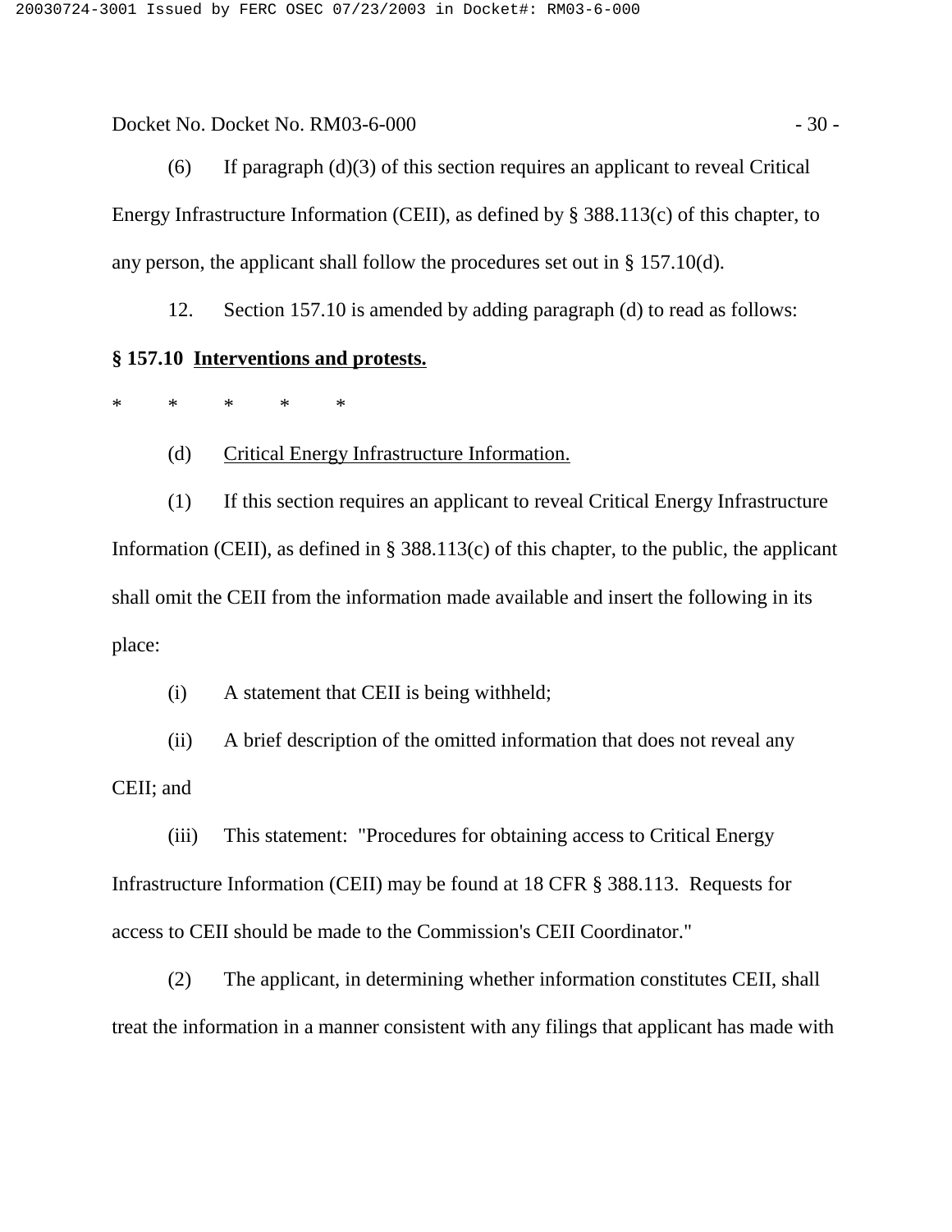(6) If paragraph (d)(3) of this section requires an applicant to reveal Critical Energy Infrastructure Information (CEII), as defined by § 388.113(c) of this chapter, to any person, the applicant shall follow the procedures set out in § 157.10(d).

12. Section 157.10 is amended by adding paragraph (d) to read as follows:

**§ 157.10 Interventions and protests.**

\* \* \* \* \*

(d) Critical Energy Infrastructure Information.

(1) If this section requires an applicant to reveal Critical Energy Infrastructure Information (CEII), as defined in § 388.113(c) of this chapter, to the public, the applicant shall omit the CEII from the information made available and insert the following in its place:

(i) A statement that CEII is being withheld;

(ii) A brief description of the omitted information that does not reveal any CEII; and

(iii) This statement: "Procedures for obtaining access to Critical Energy Infrastructure Information (CEII) may be found at 18 CFR § 388.113. Requests for access to CEII should be made to the Commission's CEII Coordinator."

(2) The applicant, in determining whether information constitutes CEII, shall treat the information in a manner consistent with any filings that applicant has made with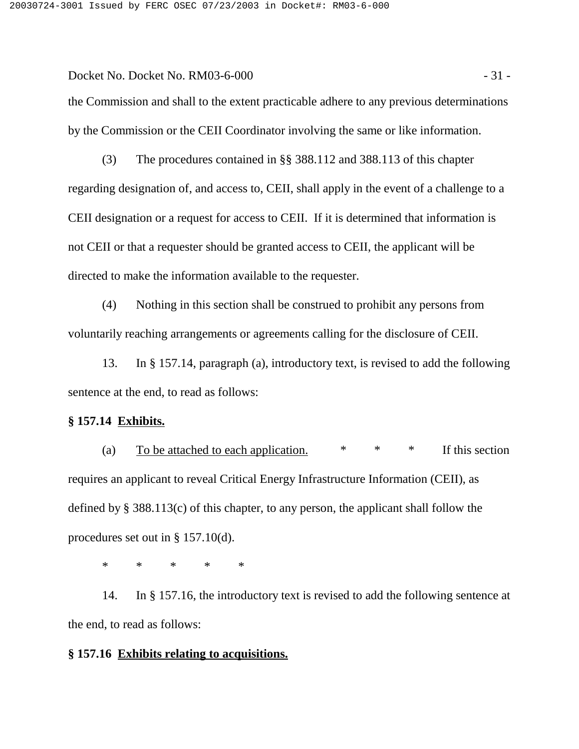the Commission and shall to the extent practicable adhere to any previous determinations by the Commission or the CEII Coordinator involving the same or like information.

(3) The procedures contained in §§ 388.112 and 388.113 of this chapter regarding designation of, and access to, CEII, shall apply in the event of a challenge to a CEII designation or a request for access to CEII. If it is determined that information is not CEII or that a requester should be granted access to CEII, the applicant will be directed to make the information available to the requester.

(4) Nothing in this section shall be construed to prohibit any persons from voluntarily reaching arrangements or agreements calling for the disclosure of CEII.

13. In § 157.14, paragraph (a), introductory text, is revised to add the following sentence at the end, to read as follows:

**§ 157.14 Exhibits.**

(a) To be attached to each application. * * * If this section requires an applicant to reveal Critical Energy Infrastructure Information (CEII), as defined by § 388.113(c) of this chapter, to any person, the applicant shall follow the procedures set out in § 157.10(d).

\* \* \* \* \*

14. In § 157.16, the introductory text is revised to add the following sentence at the end, to read as follows:

**§ 157.16 Exhibits relating to acquisitions.**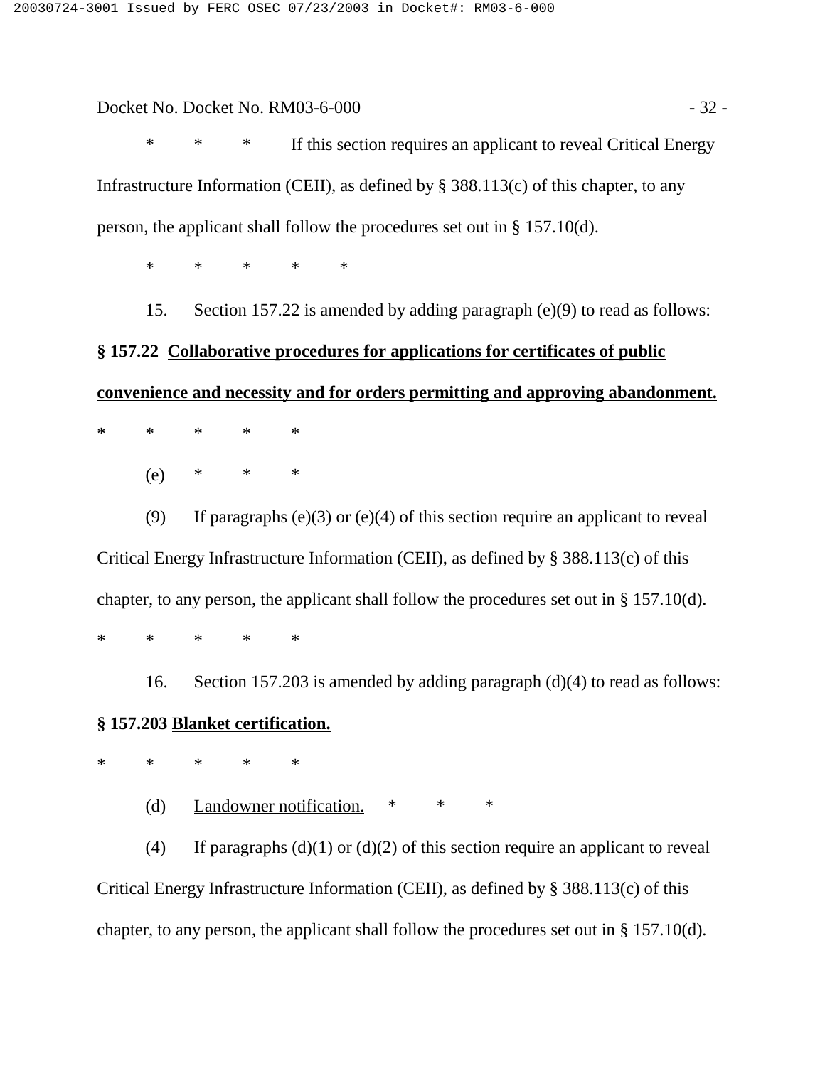*        *        *        If this section requires an applicant to reveal Critical Energy Infrastructure Information (CEII), as defined by § 388.113(c) of this chapter, to any person, the applicant shall follow the procedures set out in § 157.10(d).

*        *        *        *        *

15.        Section 157.22 is amended by adding paragraph (e)(9) to read as follows:

**§ 157.22  <u>Collaborative procedures for applications for certificates of public convenience and necessity and for orders permitting and approving abandonment.</u>**

*        *        *        *        *

(e)        *        *        *

(9)        If paragraphs (e)(3) or (e)(4) of this section require an applicant to reveal Critical Energy Infrastructure Information (CEII), as defined by § 388.113(c) of this chapter, to any person, the applicant shall follow the procedures set out in § 157.10(d).

*        *        *        *        *

16.        Section 157.203 is amended by adding paragraph (d)(4) to read as follows:

**§ 157.203 <u>Blanket certification.</u>**

*        *        *        *        *

(d)        <u>Landowner notification.</u>        *        *        *

(4)        If paragraphs (d)(1) or (d)(2) of this section require an applicant to reveal Critical Energy Infrastructure Information (CEII), as defined by § 388.113(c) of this chapter, to any person, the applicant shall follow the procedures set out in § 157.10(d).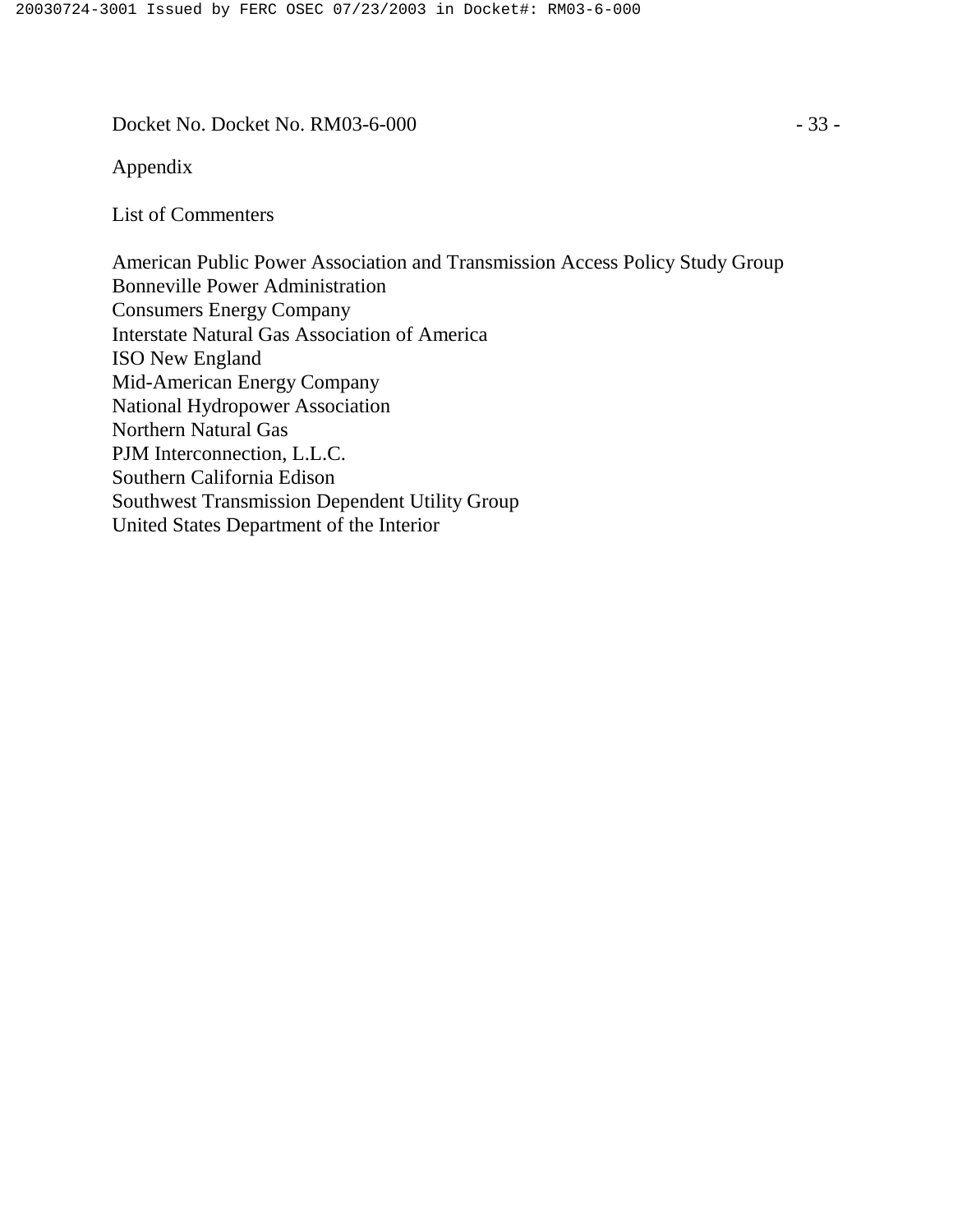Appendix

List of Commenters

American Public Power Association and Transmission Access Policy Study Group
Bonneville Power Administration
Consumers Energy Company
Interstate Natural Gas Association of America
ISO New England
Mid-American Energy Company
National Hydropower Association
Northern Natural Gas
PJM Interconnection, L.L.C.
Southern California Edison
Southwest Transmission Dependent Utility Group
United States Department of the Interior